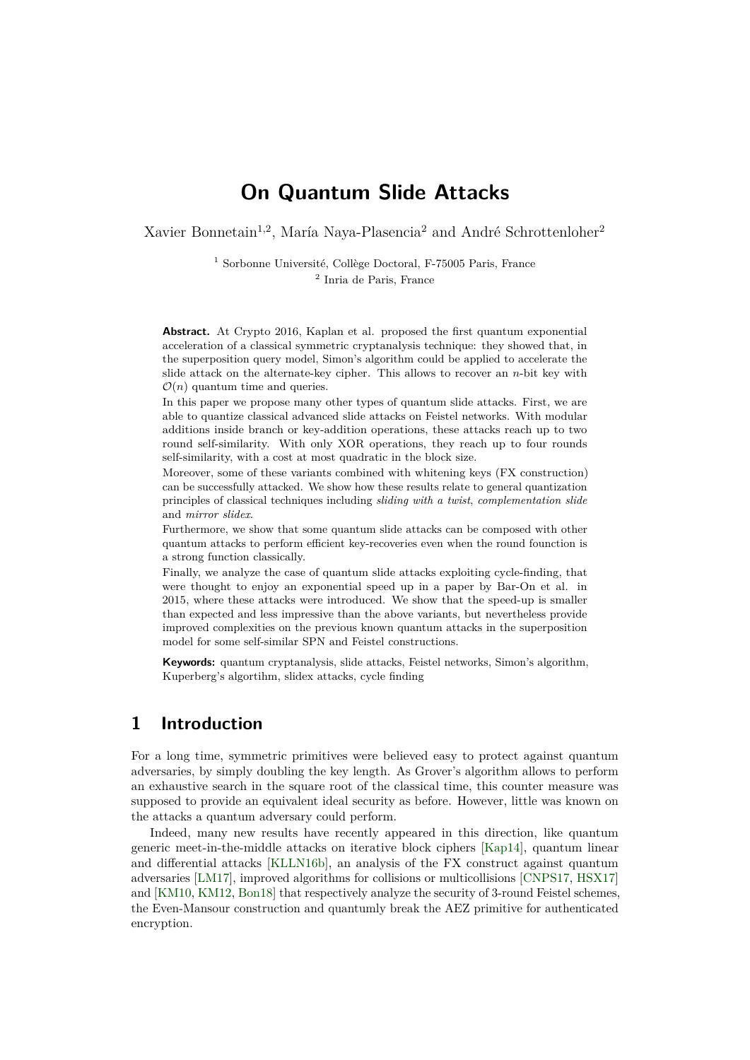# On Quantum Slide Attacks

Xavier Bonnetain[1,2], María Naya-Plasencia[2] and André Schrottenloher[2]

[1] Sorbonne Université, Collège Doctoral, F-75005 Paris, France
[2] Inria de Paris, France

**Abstract.** At Crypto 2016, Kaplan et al. proposed the first quantum exponential acceleration of a classical symmetric cryptanalysis technique: they showed that, in the superposition query model, Simon's algorithm could be applied to accelerate the slide attack on the alternate-key cipher. This allows to recover an $n$-bit key with $\mathcal{O}(n)$ quantum time and queries.

In this paper we propose many other types of quantum slide attacks. First, we are able to quantize classical advanced slide attacks on Feistel networks. With modular additions inside branch or key-addition operations, these attacks reach up to two round self-similarity. With only XOR operations, they reach up to four rounds self-similarity, with a cost at most quadratic in the block size.

Moreover, some of these variants combined with whitening keys (FX construction) can be successfully attacked. We show how these results relate to general quantization principles of classical techniques including *sliding with a twist*, *complementation slide* and *mirror slidex*.

Furthermore, we show that some quantum slide attacks can be composed with other quantum attacks to perform efficient key-recoveries even when the round founction is a strong function classically.

Finally, we analyze the case of quantum slide attacks exploiting cycle-finding, that were thought to enjoy an exponential speed up in a paper by Bar-On et al. in 2015, where these attacks were introduced. We show that the speed-up is smaller than expected and less impressive than the above variants, but nevertheless provide improved complexities on the previous known quantum attacks in the superposition model for some self-similar SPN and Feistel constructions.

**Keywords:** quantum cryptanalysis, slide attacks, Feistel networks, Simon's algorithm, Kuperberg's algortihm, slidex attacks, cycle finding

## 1 Introduction

For a long time, symmetric primitives were believed easy to protect against quantum adversaries, by simply doubling the key length. As Grover's algorithm allows to perform an exhaustive search in the square root of the classical time, this counter measure was supposed to provide an equivalent ideal security as before. However, little was known on the attacks a quantum adversary could perform.

Indeed, many new results have recently appeared in this direction, like quantum generic meet-in-the-middle attacks on iterative block ciphers [Kap14], quantum linear and differential attacks [KLLN16b], an analysis of the FX construct against quantum adversaries [LM17], improved algorithms for collisions or multicollisions [CNPS17, HSX17] and [KM10, KM12, Bon18] that respectively analyze the security of 3-round Feistel schemes, the Even-Mansour construction and quantumly break the AEZ primitive for authenticated encryption.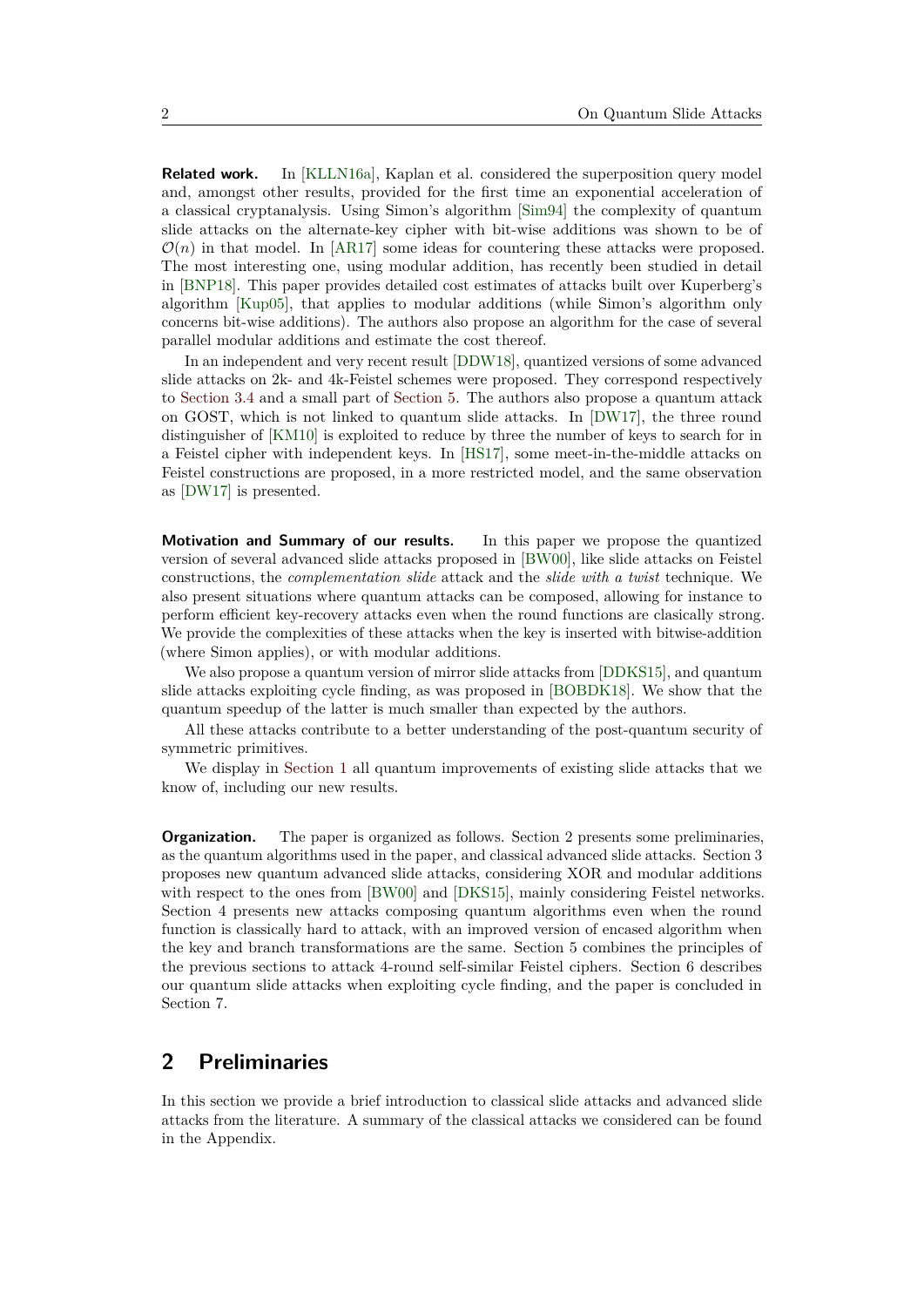**Related work.** In [KLLN16a], Kaplan et al. considered the superposition query model and, amongst other results, provided for the first time an exponential acceleration of a classical cryptanalysis. Using Simon's algorithm [Sim94] the complexity of quantum slide attacks on the alternate-key cipher with bit-wise additions was shown to be of $\mathcal{O}(n)$ in that model. In [AR17] some ideas for countering these attacks were proposed. The most interesting one, using modular addition, has recently been studied in detail in [BNP18]. This paper provides detailed cost estimates of attacks built over Kuperberg's algorithm [Kup05], that applies to modular additions (while Simon's algorithm only concerns bit-wise additions). The authors also propose an algorithm for the case of several parallel modular additions and estimate the cost thereof.

In an independent and very recent result [DDW18], quantized versions of some advanced slide attacks on 2k- and 4k-Feistel schemes were proposed. They correspond respectively to Section 3.4 and a small part of Section 5. The authors also propose a quantum attack on GOST, which is not linked to quantum slide attacks. In [DW17], the three round distinguisher of [KM10] is exploited to reduce by three the number of keys to search for in a Feistel cipher with independent keys. In [HS17], some meet-in-the-middle attacks on Feistel constructions are proposed, in a more restricted model, and the same observation as [DW17] is presented.

**Motivation and Summary of our results.** In this paper we propose the quantized version of several advanced slide attacks proposed in [BW00], like slide attacks on Feistel constructions, the *complementation slide* attack and the *slide with a twist* technique. We also present situations where quantum attacks can be composed, allowing for instance to perform efficient key-recovery attacks even when the round functions are clasically strong. We provide the complexities of these attacks when the key is inserted with bitwise-addition (where Simon applies), or with modular additions.

We also propose a quantum version of mirror slide attacks from [DDKS15], and quantum slide attacks exploiting cycle finding, as was proposed in [BOBDK18]. We show that the quantum speedup of the latter is much smaller than expected by the authors.

All these attacks contribute to a better understanding of the post-quantum security of symmetric primitives.

We display in Section 1 all quantum improvements of existing slide attacks that we know of, including our new results.

**Organization.** The paper is organized as follows. Section 2 presents some preliminaries, as the quantum algorithms used in the paper, and classical advanced slide attacks. Section 3 proposes new quantum advanced slide attacks, considering XOR and modular additions with respect to the ones from [BW00] and [DKS15], mainly considering Feistel networks. Section 4 presents new attacks composing quantum algorithms even when the round function is classically hard to attack, with an improved version of encased algorithm when the key and branch transformations are the same. Section 5 combines the principles of the previous sections to attack 4-round self-similar Feistel ciphers. Section 6 describes our quantum slide attacks when exploiting cycle finding, and the paper is concluded in Section 7.

## 2 Preliminaries

In this section we provide a brief introduction to classical slide attacks and advanced slide attacks from the literature. A summary of the classical attacks we considered can be found in the Appendix.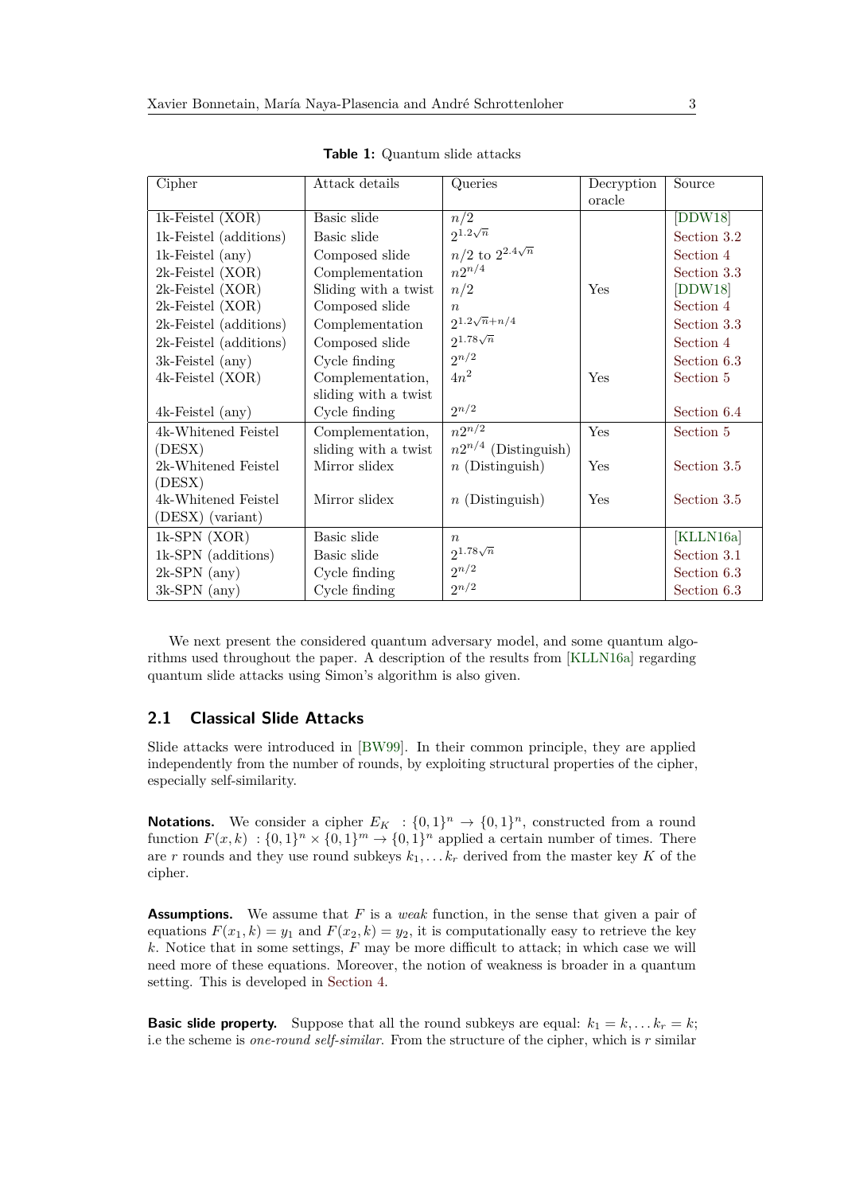**Table 1:** Quantum slide attacks

| Cipher | Attack details | Queries | Decryption oracle | Source |
|---|---|---|---|---|
| 1k-Feistel (XOR) | Basic slide | $n/2$ | | [DDW18] |
| 1k-Feistel (additions) | Basic slide | $2^{1.2\sqrt{n}}$ | | Section 3.2 |
| 1k-Feistel (any) | Composed slide | $n/2$ to $2^{2.4\sqrt{n}}$ | | Section 4 |
| 2k-Feistel (XOR) | Complementation | $n2^{n/4}$ | | Section 3.3 |
| 2k-Feistel (XOR) | Sliding with a twist | $n/2$ | Yes | [DDW18] |
| 2k-Feistel (XOR) | Composed slide | $n$ | | Section 4 |
| 2k-Feistel (additions) | Complementation | $2^{1.2\sqrt{n}+n/4}$ | | Section 3.3 |
| 2k-Feistel (additions) | Composed slide | $2^{1.78\sqrt{n}}$ | | Section 4 |
| 3k-Feistel (any) | Cycle finding | $2^{n/2}$ | | Section 6.3 |
| 4k-Feistel (XOR) | Complementation, sliding with a twist | $4n^2$ | Yes | Section 5 |
| 4k-Feistel (any) | Cycle finding | $2^{n/2}$ | | Section 6.4 |
| 4k-Whitened Feistel (DESX) | Complementation, sliding with a twist | $n2^{n/2}$ <br> $n2^{n/4}$ (Distinguish) | Yes | Section 5 |
| 2k-Whitened Feistel (DESX) | Mirror slidex | $n$ (Distinguish) | Yes | Section 3.5 |
| 4k-Whitened Feistel (DESX) (variant) | Mirror slidex | $n$ (Distinguish) | Yes | Section 3.5 |
| 1k-SPN (XOR) | Basic slide | $n$ | | [KLLN16a] |
| 1k-SPN (additions) | Basic slide | $2^{1.78\sqrt{n}}$ | | Section 3.1 |
| 2k-SPN (any) | Cycle finding | $2^{n/2}$ | | Section 6.3 |
| 3k-SPN (any) | Cycle finding | $2^{n/2}$ | | Section 6.3 |

We next present the considered quantum adversary model, and some quantum algorithms used throughout the paper. A description of the results from [KLLN16a] regarding quantum slide attacks using Simon's algorithm is also given.

## 2.1 Classical Slide Attacks

Slide attacks were introduced in [BW99]. In their common principle, they are applied independently from the number of rounds, by exploiting structural properties of the cipher, especially self-similarity.

**Notations.** We consider a cipher $E_K : \{0,1\}^n \to \{0,1\}^n$, constructed from a round function $F(x,k) : \{0,1\}^n \times \{0,1\}^m \to \{0,1\}^n$ applied a certain number of times. There are $r$ rounds and they use round subkeys $k_1, \dots k_r$ derived from the master key $K$ of the cipher.

**Assumptions.** We assume that $F$ is a *weak* function, in the sense that given a pair of equations $F(x_1, k) = y_1$ and $F(x_2, k) = y_2$, it is computationally easy to retrieve the key $k$. Notice that in some settings, $F$ may be more difficult to attack; in which case we will need more of these equations. Moreover, the notion of weakness is broader in a quantum setting. This is developed in Section 4.

**Basic slide property.** Suppose that all the round subkeys are equal: $k_1 = k, \dots k_r = k$; i.e the scheme is *one-round self-similar*. From the structure of the cipher, which is $r$ similar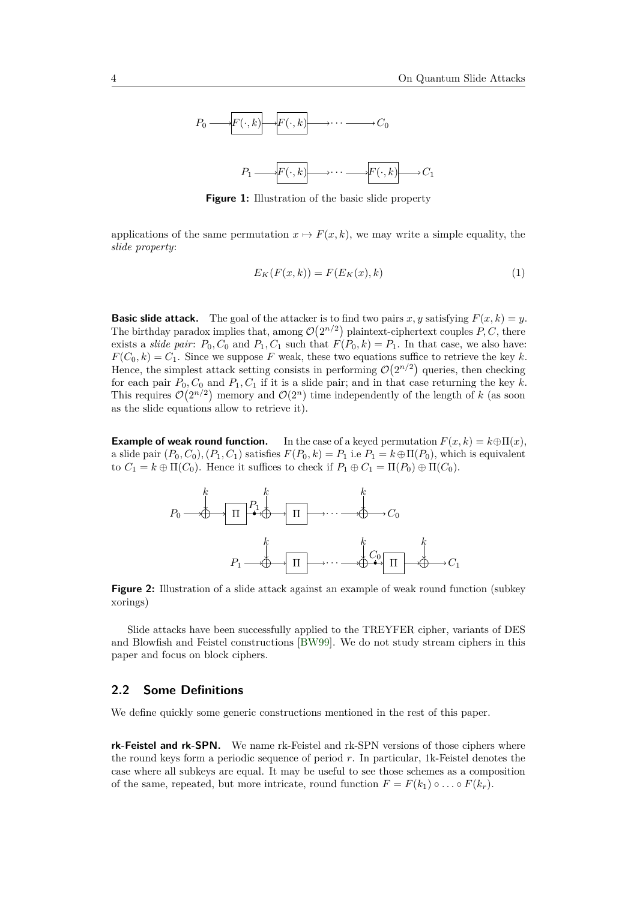Figure 1: Illustration of the basic slide property

applications of the same permutation $x \mapsto F(x, k)$, we may write a simple equality, the *slide property*:

$$E_K(F(x,k)) = F(E_K(x), k) \tag{1}$$

**Basic slide attack.** The goal of the attacker is to find two pairs $x, y$ satisfying $F(x, k) = y$. The birthday paradox implies that, among $\mathcal{O}(2^{n/2})$ plaintext-ciphertext couples $P, C$, there exists a *slide pair*: $P_0, C_0$ and $P_1, C_1$ such that $F(P_0, k) = P_1$. In that case, we also have: $F(C_0, k) = C_1$. Since we suppose $F$ weak, these two equations suffice to retrieve the key $k$. Hence, the simplest attack setting consists in performing $\mathcal{O}(2^{n/2})$ queries, then checking for each pair $P_0, C_0$ and $P_1, C_1$ if it is a slide pair; and in that case returning the key $k$. This requires $\mathcal{O}(2^{n/2})$ memory and $\mathcal{O}(2^n)$ time independently of the length of $k$ (as soon as the slide equations allow to retrieve it).

**Example of weak round function.** In the case of a keyed permutation $F(x, k) = k \oplus \Pi(x)$, a slide pair $(P_0, C_0), (P_1, C_1)$ satisfies $F(P_0, k) = P_1$ i.e $P_1 = k \oplus \Pi(P_0)$, which is equivalent to $C_1 = k \oplus \Pi(C_0)$. Hence it suffices to check if $P_1 \oplus C_1 = \Pi(P_0) \oplus \Pi(C_0)$.

Figure 2: Illustration of a slide attack against an example of weak round function (subkey xorings)

Slide attacks have been successfully applied to the TREYFER cipher, variants of DES and Blowfish and Feistel constructions [BW99]. We do not study stream ciphers in this paper and focus on block ciphers.

## 2.2 Some Definitions

We define quickly some generic constructions mentioned in the rest of this paper.

**rk-Feistel and rk-SPN.** We name rk-Feistel and rk-SPN versions of those ciphers where the round keys form a periodic sequence of period $r$. In particular, 1k-Feistel denotes the case where all subkeys are equal. It may be useful to see those schemes as a composition of the same, repeated, but more intricate, round function $F = F(k_1) \circ \ldots \circ F(k_r)$.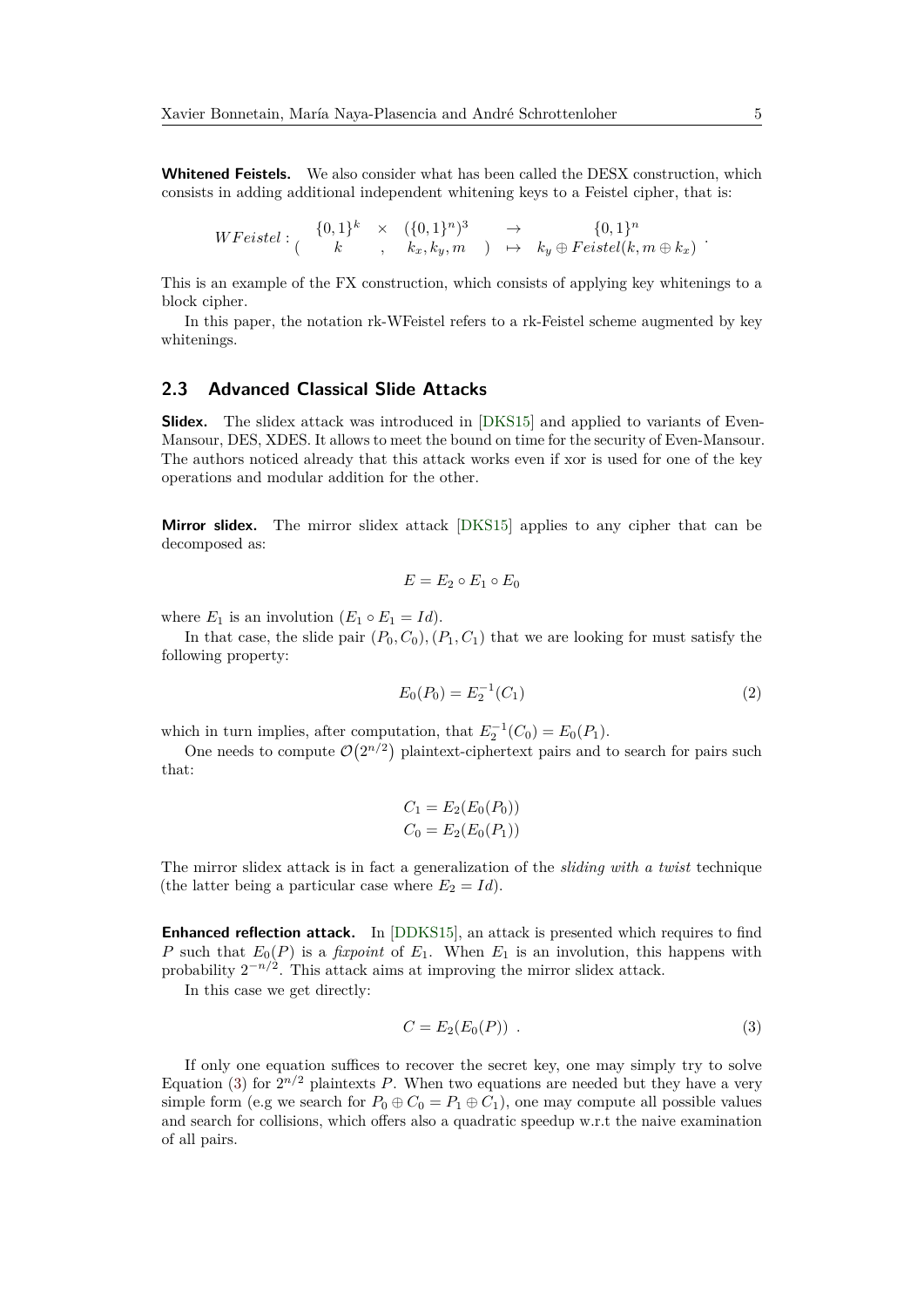**Whitened Feistels.** We also consider what has been called the DESX construction, which consists in adding additional independent whitening keys to a Feistel cipher, that is:

$$WFeistel : \begin{pmatrix} \{0,1\}^k & \times & (\{0,1\}^n)^3 & \to & \{0,1\}^n \\ k & , & k_x, k_y, m & \mapsto & k_y \oplus Feistel(k, m \oplus k_x) \end{pmatrix} .$$

This is an example of the FX construction, which consists of applying key whitenings to a block cipher.

In this paper, the notation rk-WFeistel refers to a rk-Feistel scheme augmented by key whitenings.

## 2.3 Advanced Classical Slide Attacks

**Slidex.** The slidex attack was introduced in [DKS15] and applied to variants of Even-Mansour, DES, XDES. It allows to meet the bound on time for the security of Even-Mansour. The authors noticed already that this attack works even if xor is used for one of the key operations and modular addition for the other.

**Mirror slidex.** The mirror slidex attack [DKS15] applies to any cipher that can be decomposed as:

$$E = E_2 \circ E_1 \circ E_0$$

where $E_1$ is an involution ($E_1 \circ E_1 = Id$).

In that case, the slide pair $(P_0, C_0), (P_1, C_1)$ that we are looking for must satisfy the following property:

$$E_0(P_0) = E_2^{-1}(C_1) \tag{2}$$

which in turn implies, after computation, that $E_2^{-1}(C_0) = E_0(P_1)$.

One needs to compute $\mathcal{O}(2^{n/2})$ plaintext-ciphertext pairs and to search for pairs such that:

$$C_1 = E_2(E_0(P_0))$$
$$C_0 = E_2(E_0(P_1))$$

The mirror slidex attack is in fact a generalization of the *sliding with a twist* technique (the latter being a particular case where $E_2 = Id$).

**Enhanced reflection attack.** In [DDKS15], an attack is presented which requires to find $P$ such that $E_0(P)$ is a *fixpoint* of $E_1$. When $E_1$ is an involution, this happens with probability $2^{-n/2}$. This attack aims at improving the mirror slidex attack.

In this case we get directly:

$$C = E_2(E_0(P)) \ . \tag{3}$$

If only one equation suffices to recover the secret key, one may simply try to solve Equation (3) for $2^{n/2}$ plaintexts $P$. When two equations are needed but they have a very simple form (e.g we search for $P_0 \oplus C_0 = P_1 \oplus C_1$), one may compute all possible values and search for collisions, which offers also a quadratic speedup w.r.t the naive examination of all pairs.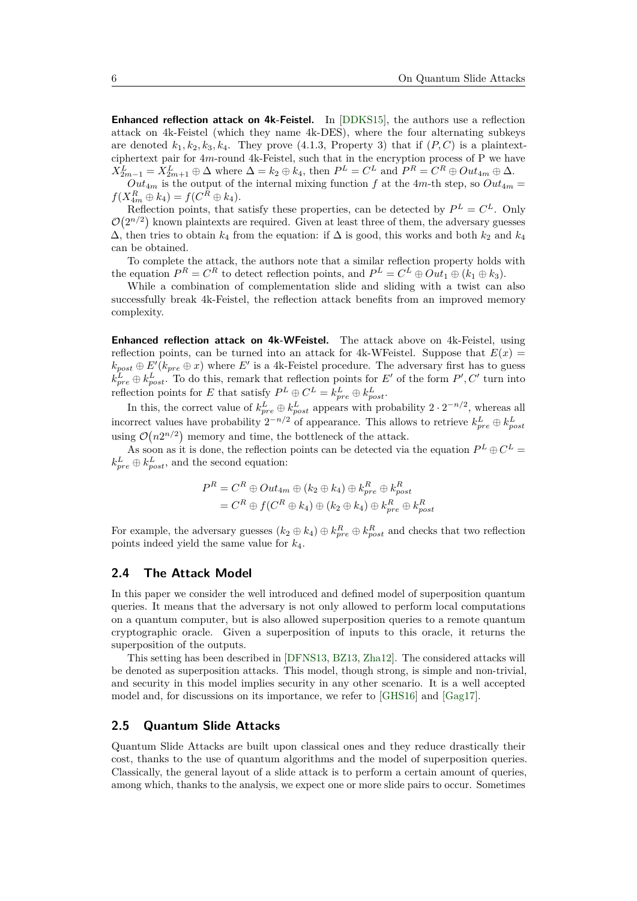**Enhanced reflection attack on 4k-Feistel.** In [DDKS15], the authors use a reflection attack on 4k-Feistel (which they name 4k-DES), where the four alternating subkeys are denoted $k_1, k_2, k_3, k_4$. They prove (4.1.3, Property 3) that if $(P, C)$ is a plaintext-ciphertext pair for $4m$-round 4k-Feistel, such that in the encryption process of P we have $X^L_{2m-1} = X^L_{2m+1} \oplus \Delta$ where $\Delta = k_2 \oplus k_4$, then $P^L = C^L$ and $P^R = C^R \oplus Out_{4m} \oplus \Delta$.

$Out_{4m}$ is the output of the internal mixing function $f$ at the $4m$-th step, so $Out_{4m} = f(X^R_{4m} \oplus k_4) = f(C^R \oplus k_4)$.

Reflection points, that satisfy these properties, can be detected by $P^L = C^L$. Only $\mathcal{O}(2^{n/2})$ known plaintexts are required. Given at least three of them, the adversary guesses $\Delta$, then tries to obtain $k_4$ from the equation: if $\Delta$ is good, this works and both $k_2$ and $k_4$ can be obtained.

To complete the attack, the authors note that a similar reflection property holds with the equation $P^R = C^R$ to detect reflection points, and $P^L = C^L \oplus Out_1 \oplus (k_1 \oplus k_3)$.

While a combination of complementation slide and sliding with a twist can also successfully break 4k-Feistel, the reflection attack benefits from an improved memory complexity.

**Enhanced reflection attack on 4k-WFeistel.** The attack above on 4k-Feistel, using reflection points, can be turned into an attack for 4k-WFeistel. Suppose that $E(x) = k_{post} \oplus E'(k_{pre} \oplus x)$ where $E'$ is a 4k-Feistel procedure. The adversary first has to guess $k^L_{pre} \oplus k^L_{post}$. To do this, remark that reflection points for $E'$ of the form $P', C'$ turn into reflection points for $E$ that satisfy $P^L \oplus C^L = k^L_{pre} \oplus k^L_{post}$.

In this, the correct value of $k^L_{pre} \oplus k^L_{post}$ appears with probability $2 \cdot 2^{-n/2}$, whereas all incorrect values have probability $2^{-n/2}$ of appearance. This allows to retrieve $k^L_{pre} \oplus k^L_{post}$ using $\mathcal{O}(n2^{n/2})$ memory and time, the bottleneck of the attack.

As soon as it is done, the reflection points can be detected via the equation $P^L \oplus C^L = k^L_{pre} \oplus k^L_{post}$, and the second equation:

$$\begin{aligned} P^R &= C^R \oplus Out_{4m} \oplus (k_2 \oplus k_4) \oplus k^R_{pre} \oplus k^R_{post} \\ &= C^R \oplus f(C^R \oplus k_4) \oplus (k_2 \oplus k_4) \oplus k^R_{pre} \oplus k^R_{post} \end{aligned}$$

For example, the adversary guesses $(k_2 \oplus k_4) \oplus k^R_{pre} \oplus k^R_{post}$ and checks that two reflection points indeed yield the same value for $k_4$.

## 2.4 The Attack Model

In this paper we consider the well introduced and defined model of superposition quantum queries. It means that the adversary is not only allowed to perform local computations on a quantum computer, but is also allowed superposition queries to a remote quantum cryptographic oracle. Given a superposition of inputs to this oracle, it returns the superposition of the outputs.

This setting has been described in [DFNS13, BZ13, Zha12]. The considered attacks will be denoted as superposition attacks. This model, though strong, is simple and non-trivial, and security in this model implies security in any other scenario. It is a well accepted model and, for discussions on its importance, we refer to [GHS16] and [Gag17].

## 2.5 Quantum Slide Attacks

Quantum Slide Attacks are built upon classical ones and they reduce drastically their cost, thanks to the use of quantum algorithms and the model of superposition queries. Classically, the general layout of a slide attack is to perform a certain amount of queries, among which, thanks to the analysis, we expect one or more slide pairs to occur. Sometimes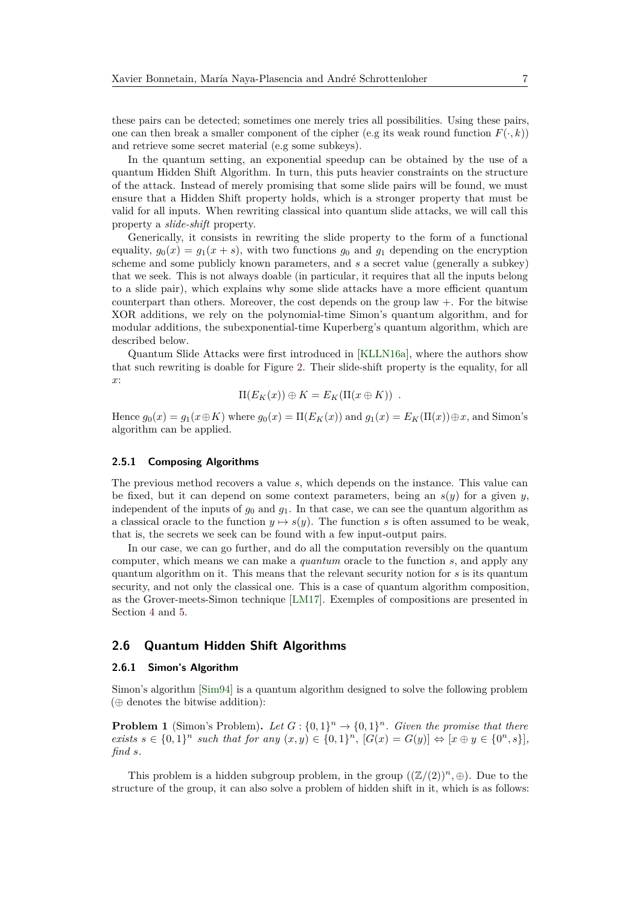these pairs can be detected; sometimes one merely tries all possibilities. Using these pairs, one can then break a smaller component of the cipher (e.g its weak round function $F(\cdot, k)$) and retrieve some secret material (e.g some subkeys).

In the quantum setting, an exponential speedup can be obtained by the use of a quantum Hidden Shift Algorithm. In turn, this puts heavier constraints on the structure of the attack. Instead of merely promising that some slide pairs will be found, we must ensure that a Hidden Shift property holds, which is a stronger property that must be valid for all inputs. When rewriting classical into quantum slide attacks, we will call this property a *slide-shift* property.

Generically, it consists in rewriting the slide property to the form of a functional equality, $g_0(x) = g_1(x + s)$, with two functions $g_0$ and $g_1$ depending on the encryption scheme and some publicly known parameters, and $s$ a secret value (generally a subkey) that we seek. This is not always doable (in particular, it requires that all the inputs belong to a slide pair), which explains why some slide attacks have a more efficient quantum counterpart than others. Moreover, the cost depends on the group law $+$. For the bitwise XOR additions, we rely on the polynomial-time Simon's quantum algorithm, and for modular additions, the subexponential-time Kuperberg's quantum algorithm, which are described below.

Quantum Slide Attacks were first introduced in [KLLN16a], where the authors show that such rewriting is doable for Figure 2. Their slide-shift property is the equality, for all $x$:

$$\Pi(E_K(x)) \oplus K = E_K(\Pi(x \oplus K)) \ .$$

Hence $g_0(x) = g_1(x \oplus K)$ where $g_0(x) = \Pi(E_K(x))$ and $g_1(x) = E_K(\Pi(x)) \oplus x$, and Simon's algorithm can be applied.

### 2.5.1 Composing Algorithms

The previous method recovers a value $s$, which depends on the instance. This value can be fixed, but it can depend on some context parameters, being an $s(y)$ for a given $y$, independent of the inputs of $g_0$ and $g_1$. In that case, we can see the quantum algorithm as a classical oracle to the function $y \mapsto s(y)$. The function $s$ is often assumed to be weak, that is, the secrets we seek can be found with a few input-output pairs.

In our case, we can go further, and do all the computation reversibly on the quantum computer, which means we can make a *quantum* oracle to the function $s$, and apply any quantum algorithm on it. This means that the relevant security notion for $s$ is its quantum security, and not only the classical one. This is a case of quantum algorithm composition, as the Grover-meets-Simon technique [LM17]. Exemples of compositions are presented in Section 4 and 5.

## 2.6 Quantum Hidden Shift Algorithms

### 2.6.1 Simon's Algorithm

Simon's algorithm [Sim94] is a quantum algorithm designed to solve the following problem ($\oplus$ denotes the bitwise addition):

**Problem 1** (Simon's Problem)**.** *Let $G : \{0,1\}^n \to \{0,1\}^n$. Given the promise that there exists $s \in \{0,1\}^n$ such that for any $(x, y) \in \{0,1\}^n$, $[G(x) = G(y)] \Leftrightarrow [x \oplus y \in \{0^n, s\}]$, find $s$.*

This problem is a hidden subgroup problem, in the group $((\mathbb{Z}/(2))^n, \oplus)$. Due to the structure of the group, it can also solve a problem of hidden shift in it, which is as follows: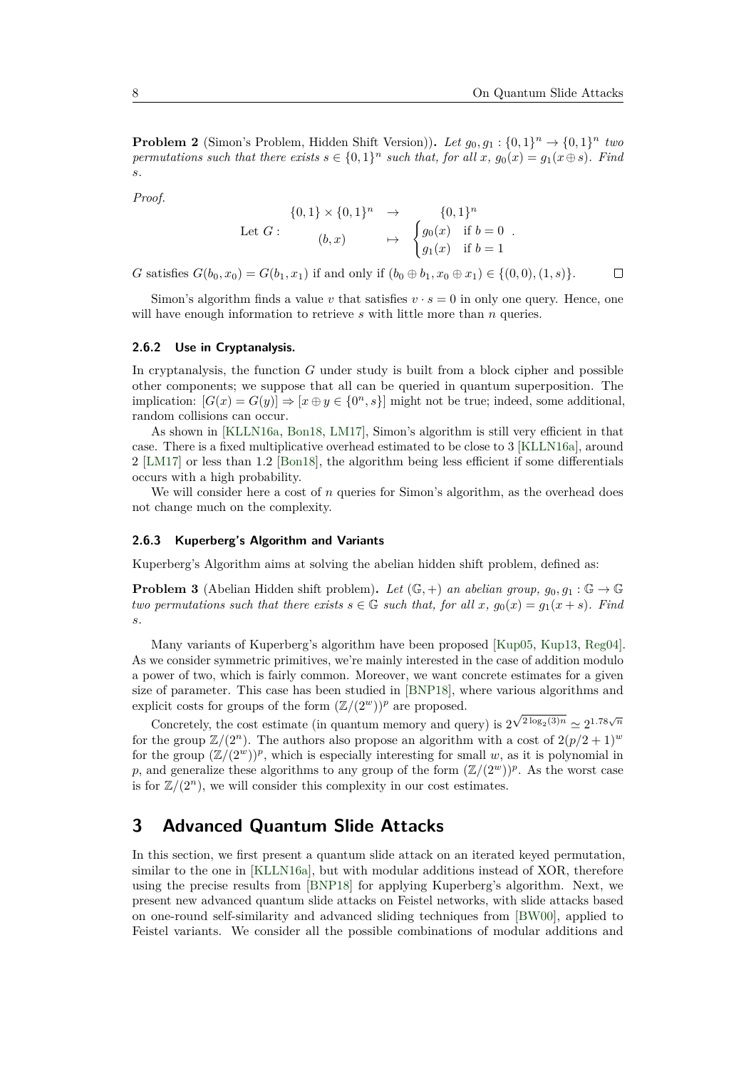**Problem 2** (Simon's Problem, Hidden Shift Version)). *Let $g_0, g_1 : \{0,1\}^n \to \{0,1\}^n$ two permutations such that there exists $s \in \{0,1\}^n$ such that, for all $x$, $g_0(x) = g_1(x \oplus s)$. Find $s$.*

*Proof.*

$$\text{Let } G : \begin{array}{ccc} \{0,1\} \times \{0,1\}^n & \to & \{0,1\}^n \\ (b, x) & \mapsto & \begin{cases} g_0(x) & \text{if } b = 0 \\ g_1(x) & \text{if } b = 1 \end{cases} \end{array}.$$

$G$ satisfies $G(b_0, x_0) = G(b_1, x_1)$ if and only if $(b_0 \oplus b_1, x_0 \oplus x_1) \in \{(0,0), (1,s)\}$. □

Simon's algorithm finds a value $v$ that satisfies $v \cdot s = 0$ in only one query. Hence, one will have enough information to retrieve $s$ with little more than $n$ queries.

### 2.6.2 Use in Cryptanalysis.

In cryptanalysis, the function $G$ under study is built from a block cipher and possible other components; we suppose that all can be queried in quantum superposition. The implication: $[G(x) = G(y)] \Rightarrow [x \oplus y \in \{0^n, s\}]$ might not be true; indeed, some additional, random collisions can occur.

As shown in [KLLN16a, Bon18, LM17], Simon's algorithm is still very efficient in that case. There is a fixed multiplicative overhead estimated to be close to 3 [KLLN16a], around 2 [LM17] or less than 1.2 [Bon18], the algorithm being less efficient if some differentials occurs with a high probability.

We will consider here a cost of $n$ queries for Simon's algorithm, as the overhead does not change much on the complexity.

### 2.6.3 Kuperberg's Algorithm and Variants

Kuperberg's Algorithm aims at solving the abelian hidden shift problem, defined as:

**Problem 3** (Abelian Hidden shift problem). *Let $(\mathbb{G}, +)$ an abelian group, $g_0, g_1 : \mathbb{G} \to \mathbb{G}$ two permutations such that there exists $s \in \mathbb{G}$ such that, for all $x$, $g_0(x) = g_1(x + s)$. Find $s$.*

Many variants of Kuperberg's algorithm have been proposed [Kup05, Kup13, Reg04]. As we consider symmetric primitives, we're mainly interested in the case of addition modulo a power of two, which is fairly common. Moreover, we want concrete estimates for a given size of parameter. This case has been studied in [BNP18], where various algorithms and explicit costs for groups of the form $(\mathbb{Z}/(2^w))^p$ are proposed.

Concretely, the cost estimate (in quantum memory and query) is $2^{\sqrt{2\log_2(3)n}} \simeq 2^{1.78\sqrt{n}}$ for the group $\mathbb{Z}/(2^n)$. The authors also propose an algorithm with a cost of $2(p/2+1)^w$ for the group $(\mathbb{Z}/(2^w))^p$, which is especially interesting for small $w$, as it is polynomial in $p$, and generalize these algorithms to any group of the form $(\mathbb{Z}/(2^w))^p$. As the worst case is for $\mathbb{Z}/(2^n)$, we will consider this complexity in our cost estimates.

## 3 Advanced Quantum Slide Attacks

In this section, we first present a quantum slide attack on an iterated keyed permutation, similar to the one in [KLLN16a], but with modular additions instead of XOR, therefore using the precise results from [BNP18] for applying Kuperberg's algorithm. Next, we present new advanced quantum slide attacks on Feistel networks, with slide attacks based on one-round self-similarity and advanced sliding techniques from [BW00], applied to Feistel variants. We consider all the possible combinations of modular additions and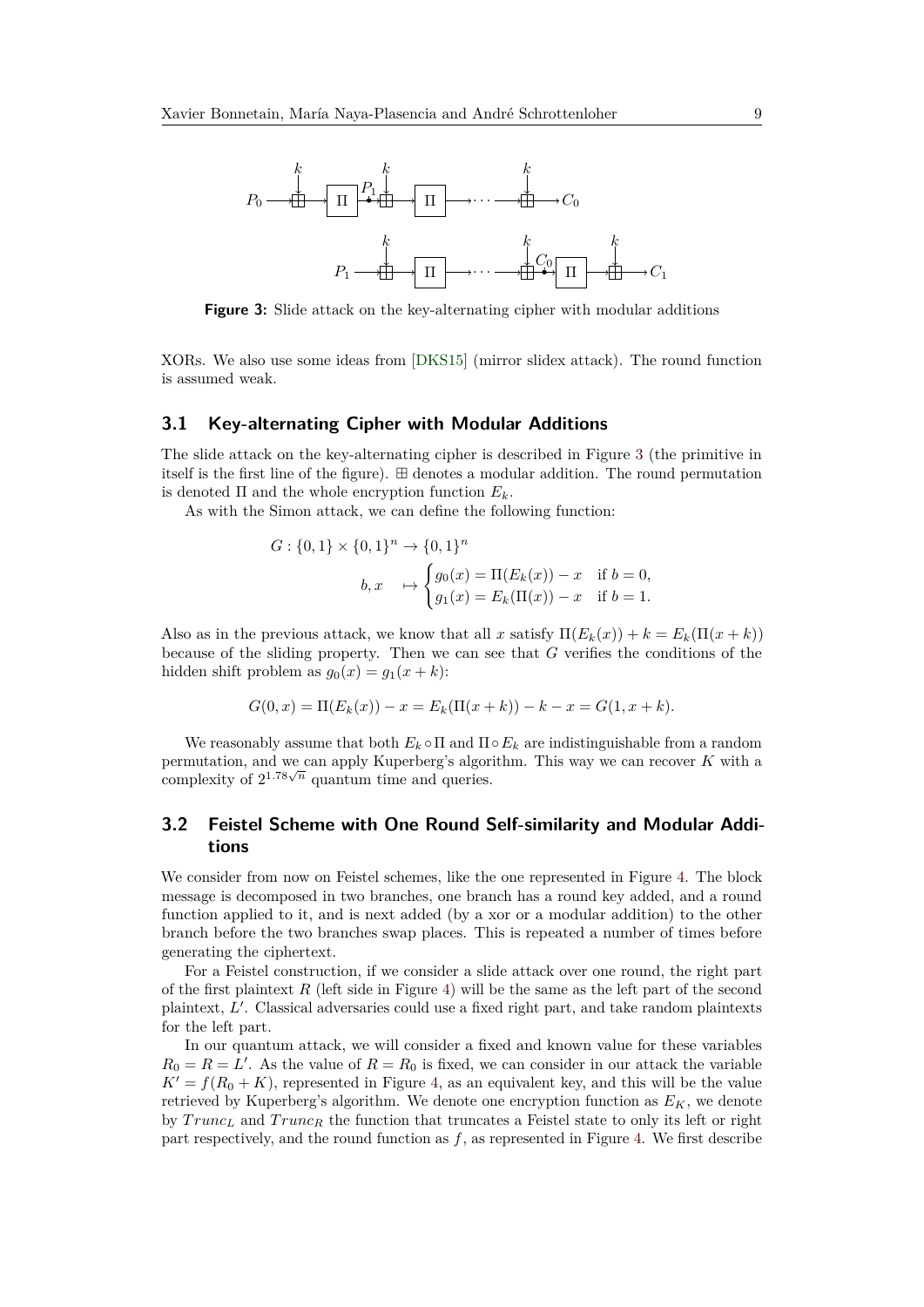Figure 3: Slide attack on the key-alternating cipher with modular additions

XORs. We also use some ideas from [DKS15] (mirror slidex attack). The round function is assumed weak.

### 3.1 Key-alternating Cipher with Modular Additions

The slide attack on the key-alternating cipher is described in Figure 3 (the primitive in itself is the first line of the figure). $\boxplus$ denotes a modular addition. The round permutation is denoted $\Pi$ and the whole encryption function $E_k$.

As with the Simon attack, we can define the following function:

$$G : \{0,1\} \times \{0,1\}^n \to \{0,1\}^n$$
$$b, x \quad \mapsto \begin{cases} g_0(x) = \Pi(E_k(x)) - x & \text{if } b = 0, \\ g_1(x) = E_k(\Pi(x)) - x & \text{if } b = 1. \end{cases}$$

Also as in the previous attack, we know that all $x$ satisfy $\Pi(E_k(x)) + k = E_k(\Pi(x + k))$ because of the sliding property. Then we can see that $G$ verifies the conditions of the hidden shift problem as $g_0(x) = g_1(x + k)$:

$$G(0, x) = \Pi(E_k(x)) - x = E_k(\Pi(x + k)) - k - x = G(1, x + k).$$

We reasonably assume that both $E_k \circ \Pi$ and $\Pi \circ E_k$ are indistinguishable from a random permutation, and we can apply Kuperberg's algorithm. This way we can recover $K$ with a complexity of $2^{1.78\sqrt{n}}$ quantum time and queries.

### 3.2 Feistel Scheme with One Round Self-similarity and Modular Additions

We consider from now on Feistel schemes, like the one represented in Figure 4. The block message is decomposed in two branches, one branch has a round key added, and a round function applied to it, and is next added (by a xor or a modular addition) to the other branch before the two branches swap places. This is repeated a number of times before generating the ciphertext.

For a Feistel construction, if we consider a slide attack over one round, the right part of the first plaintext $R$ (left side in Figure 4) will be the same as the left part of the second plaintext, $L'$. Classical adversaries could use a fixed right part, and take random plaintexts for the left part.

In our quantum attack, we will consider a fixed and known value for these variables $R_0 = R = L'$. As the value of $R = R_0$ is fixed, we can consider in our attack the variable $K' = f(R_0 + K)$, represented in Figure 4, as an equivalent key, and this will be the value retrieved by Kuperberg's algorithm. We denote one encryption function as $E_K$, we denote by $Trunc_L$ and $Trunc_R$ the function that truncates a Feistel state to only its left or right part respectively, and the round function as $f$, as represented in Figure 4. We first describe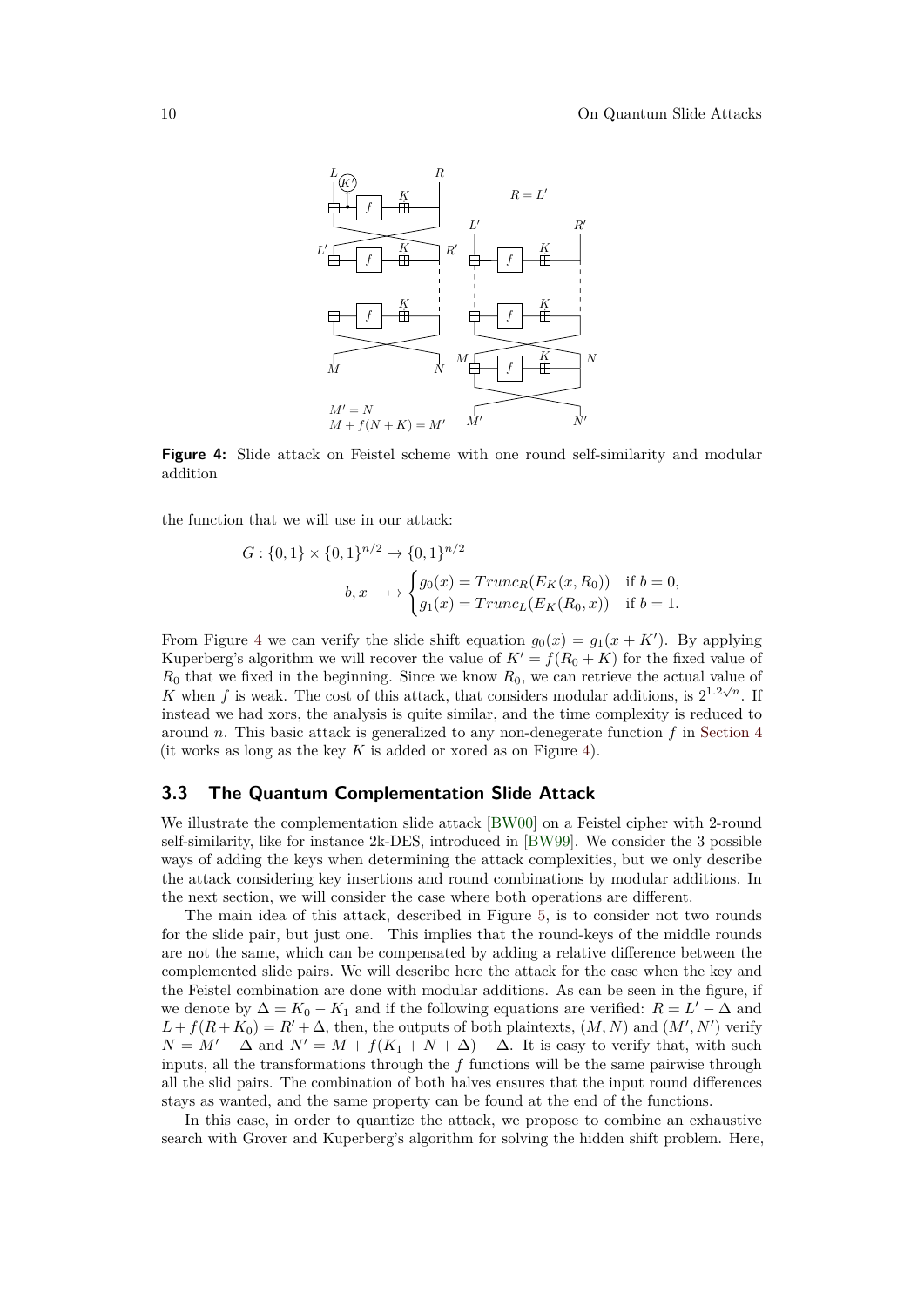**Figure 4:** Slide attack on Feistel scheme with one round self-similarity and modular addition

the function that we will use in our attack:

$$G : \{0,1\} \times \{0,1\}^{n/2} \to \{0,1\}^{n/2}$$

$$b, x \quad \mapsto \begin{cases} g_0(x) = Trunc_R(E_K(x, R_0)) & \text{if } b = 0, \\ g_1(x) = Trunc_L(E_K(R_0, x)) & \text{if } b = 1. \end{cases}$$

From Figure 4 we can verify the slide shift equation $g_0(x) = g_1(x + K')$. By applying Kuperberg's algorithm we will recover the value of $K' = f(R_0 + K)$ for the fixed value of $R_0$ that we fixed in the beginning. Since we know $R_0$, we can retrieve the actual value of $K$ when $f$ is weak. The cost of this attack, that considers modular additions, is $2^{1.2\sqrt{n}}$. If instead we had xors, the analysis is quite similar, and the time complexity is reduced to around $n$. This basic attack is generalized to any non-denegerate function $f$ in Section 4 (it works as long as the key $K$ is added or xored as on Figure 4).

### 3.3 The Quantum Complementation Slide Attack

We illustrate the complementation slide attack [BW00] on a Feistel cipher with 2-round self-similarity, like for instance 2k-DES, introduced in [BW99]. We consider the 3 possible ways of adding the keys when determining the attack complexities, but we only describe the attack considering key insertions and round combinations by modular additions. In the next section, we will consider the case where both operations are different.

The main idea of this attack, described in Figure 5, is to consider not two rounds for the slide pair, but just one. This implies that the round-keys of the middle rounds are not the same, which can be compensated by adding a relative difference between the complemented slide pairs. We will describe here the attack for the case when the key and the Feistel combination are done with modular additions. As can be seen in the figure, if we denote by $\Delta = K_0 - K_1$ and if the following equations are verified: $R = L' - \Delta$ and $L + f(R + K_0) = R' + \Delta$, then, the outputs of both plaintexts, $(M, N)$ and $(M', N')$ verify $N = M' - \Delta$ and $N' = M + f(K_1 + N + \Delta) - \Delta$. It is easy to verify that, with such inputs, all the transformations through the $f$ functions will be the same pairwise through all the slid pairs. The combination of both halves ensures that the input round differences stays as wanted, and the same property can be found at the end of the functions.

In this case, in order to quantize the attack, we propose to combine an exhaustive search with Grover and Kuperberg's algorithm for solving the hidden shift problem. Here,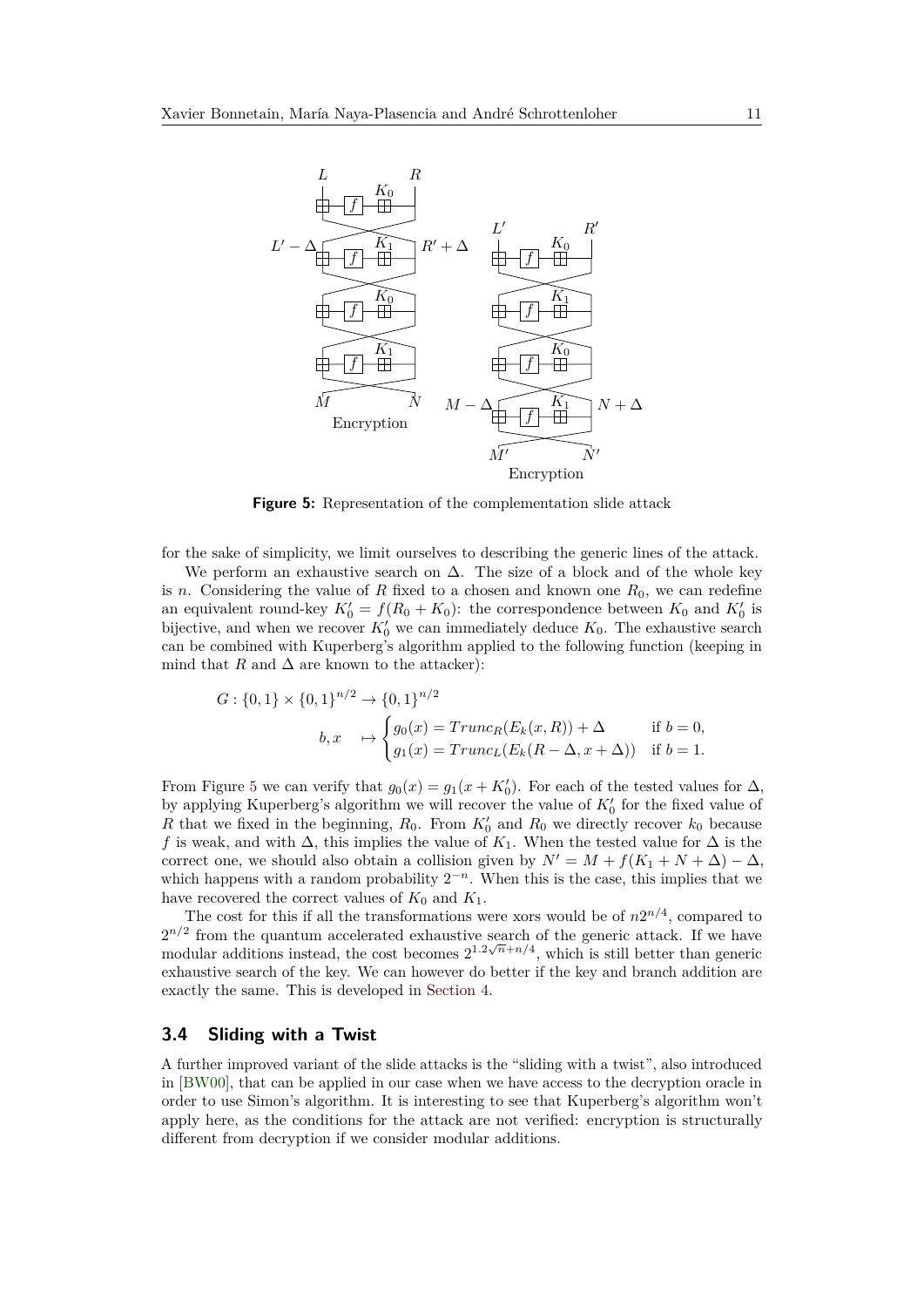**Figure 5:** Representation of the complementation slide attack

for the sake of simplicity, we limit ourselves to describing the generic lines of the attack.

We perform an exhaustive search on $\Delta$. The size of a block and of the whole key is $n$. Considering the value of $R$ fixed to a chosen and known one $R_0$, we can redefine an equivalent round-key $K_0' = f(R_0 + K_0)$: the correspondence between $K_0$ and $K_0'$ is bijective, and when we recover $K_0'$ we can immediately deduce $K_0$. The exhaustive search can be combined with Kuperberg's algorithm applied to the following function (keeping in mind that $R$ and $\Delta$ are known to the attacker):

$$G : \{0,1\} \times \{0,1\}^{n/2} \to \{0,1\}^{n/2}$$
$$b, x \quad \mapsto \begin{cases} g_0(x) = Trunc_R(E_k(x, R)) + \Delta & \text{if } b = 0, \\ g_1(x) = Trunc_L(E_k(R - \Delta, x + \Delta)) & \text{if } b = 1. \end{cases}$$

From Figure 5 we can verify that $g_0(x) = g_1(x + K_0')$. For each of the tested values for $\Delta$, by applying Kuperberg's algorithm we will recover the value of $K_0'$ for the fixed value of $R$ that we fixed in the beginning, $R_0$. From $K_0'$ and $R_0$ we directly recover $k_0$ because $f$ is weak, and with $\Delta$, this implies the value of $K_1$. When the tested value for $\Delta$ is the correct one, we should also obtain a collision given by $N' = M + f(K_1 + N + \Delta) - \Delta$, which happens with a random probability $2^{-n}$. When this is the case, this implies that we have recovered the correct values of $K_0$ and $K_1$.

The cost for this if all the transformations were xors would be of $n2^{n/4}$, compared to $2^{n/2}$ from the quantum accelerated exhaustive search of the generic attack. If we have modular additions instead, the cost becomes $2^{1.2\sqrt{n}+n/4}$, which is still better than generic exhaustive search of the key. We can however do better if the key and branch addition are exactly the same. This is developed in Section 4.

### 3.4 Sliding with a Twist

A further improved variant of the slide attacks is the "sliding with a twist", also introduced in [BW00], that can be applied in our case when we have access to the decryption oracle in order to use Simon's algorithm. It is interesting to see that Kuperberg's algorithm won't apply here, as the conditions for the attack are not verified: encryption is structurally different from decryption if we consider modular additions.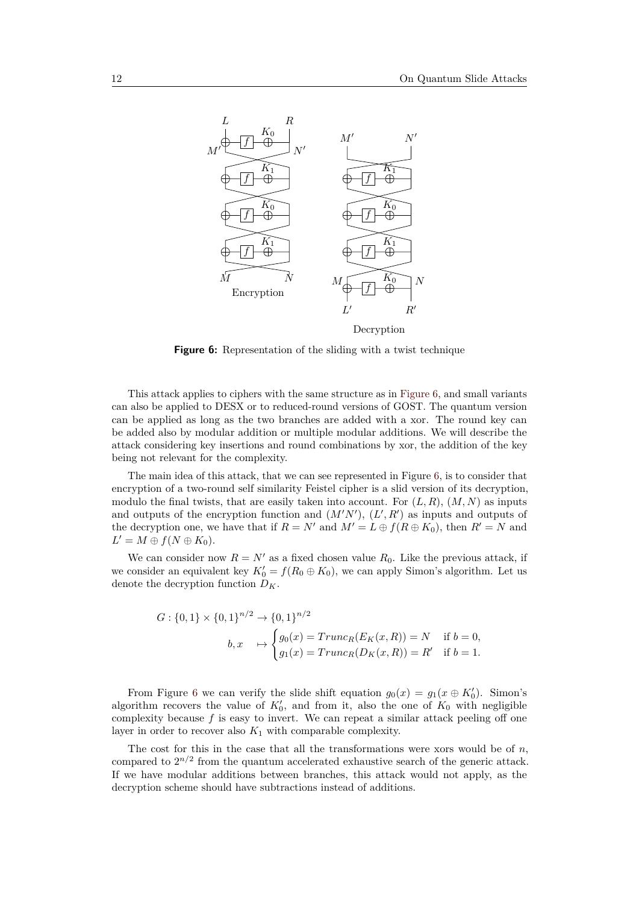Encryption

Decryption

**Figure 6:** Representation of the sliding with a twist technique

This attack applies to ciphers with the same structure as in Figure 6, and small variants can also be applied to DESX or to reduced-round versions of GOST. The quantum version can be applied as long as the two branches are added with a xor. The round key can be added also by modular addition or multiple modular additions. We will describe the attack considering key insertions and round combinations by xor, the addition of the key being not relevant for the complexity.

The main idea of this attack, that we can see represented in Figure 6, is to consider that encryption of a two-round self similarity Feistel cipher is a slid version of its decryption, modulo the final twists, that are easily taken into account. For $(L, R)$, $(M, N)$ as inputs and outputs of the encryption function and $(M'N')$, $(L', R')$ as inputs and outputs of the decryption one, we have that if $R = N'$ and $M' = L \oplus f(R \oplus K_0)$, then $R' = N$ and $L' = M \oplus f(N \oplus K_0)$.

We can consider now $R = N'$ as a fixed chosen value $R_0$. Like the previous attack, if we consider an equivalent key $K_0' = f(R_0 \oplus K_0)$, we can apply Simon's algorithm. Let us denote the decryption function $D_K$.

$$
G : \{0,1\} \times \{0,1\}^{n/2} \to \{0,1\}^{n/2}
$$
$$
b, x \quad \mapsto \begin{cases} g_0(x) = Trunc_R(E_K(x, R)) = N & \text{if } b = 0, \\ g_1(x) = Trunc_R(D_K(x, R)) = R' & \text{if } b = 1. \end{cases}
$$

From Figure 6 we can verify the slide shift equation $g_0(x) = g_1(x \oplus K_0')$. Simon's algorithm recovers the value of $K_0'$, and from it, also the one of $K_0$ with negligible complexity because $f$ is easy to invert. We can repeat a similar attack peeling off one layer in order to recover also $K_1$ with comparable complexity.

The cost for this in the case that all the transformations were xors would be of $n$, compared to $2^{n/2}$ from the quantum accelerated exhaustive search of the generic attack. If we have modular additions between branches, this attack would not apply, as the decryption scheme should have subtractions instead of additions.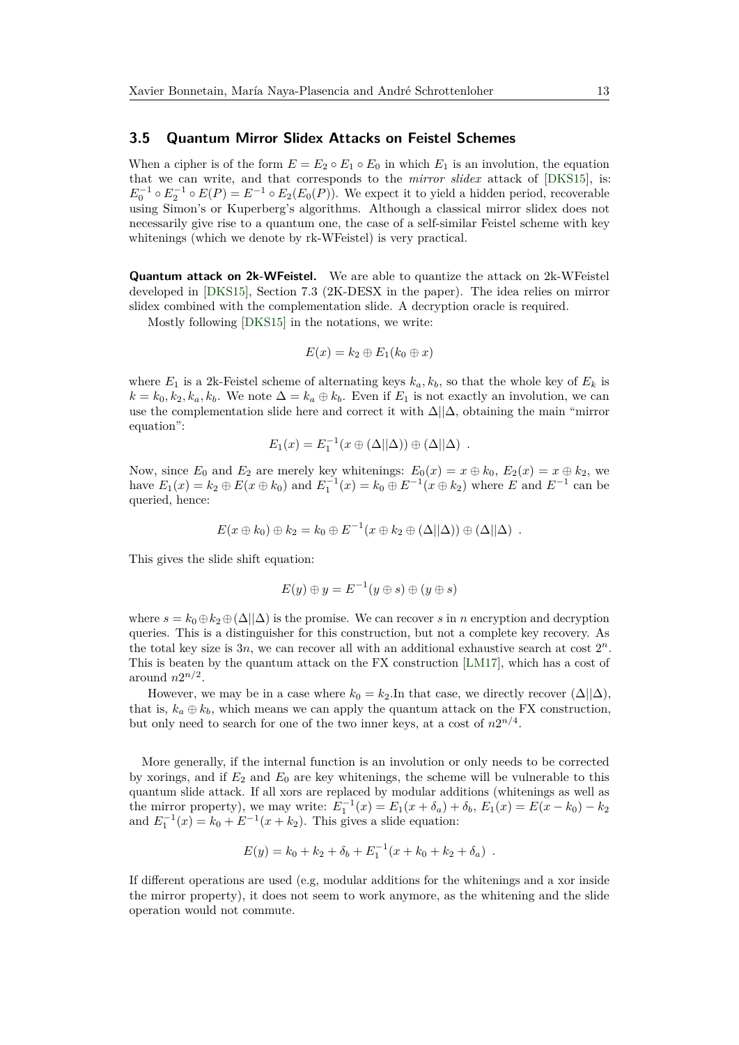### 3.5 Quantum Mirror Slidex Attacks on Feistel Schemes

When a cipher is of the form $E = E_2 \circ E_1 \circ E_0$ in which $E_1$ is an involution, the equation that we can write, and that corresponds to the *mirror slidex* attack of [DKS15], is: $E_0^{-1} \circ E_2^{-1} \circ E(P) = E^{-1} \circ E_2(E_0(P))$. We expect it to yield a hidden period, recoverable using Simon's or Kuperberg's algorithms. Although a classical mirror slidex does not necessarily give rise to a quantum one, the case of a self-similar Feistel scheme with key whitenings (which we denote by rk-WFeistel) is very practical.

**Quantum attack on 2k-WFeistel.** We are able to quantize the attack on 2k-WFeistel developed in [DKS15], Section 7.3 (2K-DESX in the paper). The idea relies on mirror slidex combined with the complementation slide. A decryption oracle is required.

Mostly following [DKS15] in the notations, we write:

$$E(x) = k_2 \oplus E_1(k_0 \oplus x)$$

where $E_1$ is a 2k-Feistel scheme of alternating keys $k_a, k_b$, so that the whole key of $E_k$ is $k = k_0, k_2, k_a, k_b$. We note $\Delta = k_a \oplus k_b$. Even if $E_1$ is not exactly an involution, we can use the complementation slide here and correct it with $\Delta||\Delta$, obtaining the main "mirror equation":

$$E_1(x) = E_1^{-1}(x \oplus (\Delta||\Delta)) \oplus (\Delta||\Delta) \enspace .$$

Now, since $E_0$ and $E_2$ are merely key whitenings: $E_0(x) = x \oplus k_0$, $E_2(x) = x \oplus k_2$, we have $E_1(x) = k_2 \oplus E(x \oplus k_0)$ and $E_1^{-1}(x) = k_0 \oplus E^{-1}(x \oplus k_2)$ where $E$ and $E^{-1}$ can be queried, hence:

$$E(x \oplus k_0) \oplus k_2 = k_0 \oplus E^{-1}(x \oplus k_2 \oplus (\Delta||\Delta)) \oplus (\Delta||\Delta) \enspace .$$

This gives the slide shift equation:

$$E(y) \oplus y = E^{-1}(y \oplus s) \oplus (y \oplus s)$$

where $s = k_0 \oplus k_2 \oplus (\Delta||\Delta)$ is the promise. We can recover $s$ in $n$ encryption and decryption queries. This is a distinguisher for this construction, but not a complete key recovery. As the total key size is $3n$, we can recover all with an additional exhaustive search at cost $2^n$. This is beaten by the quantum attack on the FX construction [LM17], which has a cost of around $n2^{n/2}$.

However, we may be in a case where $k_0 = k_2$.In that case, we directly recover $(\Delta||\Delta)$, that is, $k_a \oplus k_b$, which means we can apply the quantum attack on the FX construction, but only need to search for one of the two inner keys, at a cost of $n2^{n/4}$.

More generally, if the internal function is an involution or only needs to be corrected by xorings, and if $E_2$ and $E_0$ are key whitenings, the scheme will be vulnerable to this quantum slide attack. If all xors are replaced by modular additions (whitenings as well as the mirror property), we may write: $E_1^{-1}(x) = E_1(x + \delta_a) + \delta_b$, $E_1(x) = E(x - k_0) - k_2$ and $E_1^{-1}(x) = k_0 + E^{-1}(x + k_2)$. This gives a slide equation:

$$E(y) = k_0 + k_2 + \delta_b + E_1^{-1}(x + k_0 + k_2 + \delta_a) \enspace .$$

If different operations are used (e.g, modular additions for the whitenings and a xor inside the mirror property), it does not seem to work anymore, as the whitening and the slide operation would not commute.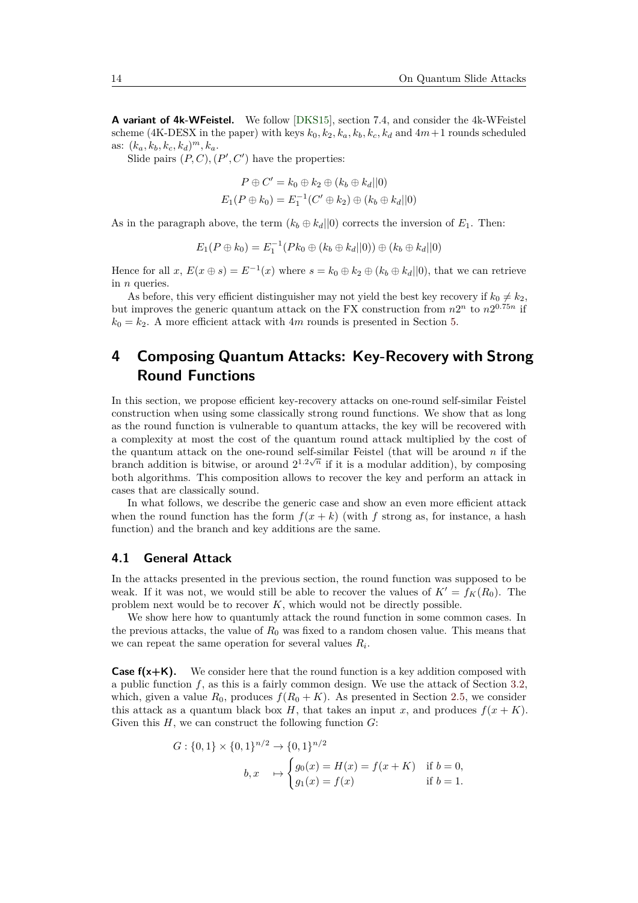**A variant of 4k-WFeistel.** We follow [DKS15], section 7.4, and consider the 4k-WFeistel scheme (4K-DESX in the paper) with keys $k_0, k_2, k_a, k_b, k_c, k_d$ and $4m+1$ rounds scheduled as: $(k_a, k_b, k_c, k_d)^m, k_a$.

Slide pairs $(P, C), (P', C')$ have the properties:

$$P \oplus C' = k_0 \oplus k_2 \oplus (k_b \oplus k_d || 0)$$
$$E_1(P \oplus k_0) = E_1^{-1}(C' \oplus k_2) \oplus (k_b \oplus k_d || 0)$$

As in the paragraph above, the term $(k_b \oplus k_d||0)$ corrects the inversion of $E_1$. Then:

$$E_1(P \oplus k_0) = E_1^{-1}(Pk_0 \oplus (k_b \oplus k_d||0)) \oplus (k_b \oplus k_d||0)$$

Hence for all $x$, $E(x \oplus s) = E^{-1}(x)$ where $s = k_0 \oplus k_2 \oplus (k_b \oplus k_d||0)$, that we can retrieve in $n$ queries.

As before, this very efficient distinguisher may not yield the best key recovery if $k_0 \neq k_2$, but improves the generic quantum attack on the FX construction from $n2^n$ to $n2^{0.75n}$ if $k_0 = k_2$. A more efficient attack with $4m$ rounds is presented in Section 5.

# 4 Composing Quantum Attacks: Key-Recovery with Strong Round Functions

In this section, we propose efficient key-recovery attacks on one-round self-similar Feistel construction when using some classically strong round functions. We show that as long as the round function is vulnerable to quantum attacks, the key will be recovered with a complexity at most the cost of the quantum round attack multiplied by the cost of the quantum attack on the one-round self-similar Feistel (that will be around $n$ if the branch addition is bitwise, or around $2^{1.2\sqrt{n}}$ if it is a modular addition), by composing both algorithms. This composition allows to recover the key and perform an attack in cases that are classically sound.

In what follows, we describe the generic case and show an even more efficient attack when the round function has the form $f(x+k)$ (with $f$ strong as, for instance, a hash function) and the branch and key additions are the same.

## 4.1 General Attack

In the attacks presented in the previous section, the round function was supposed to be weak. If it was not, we would still be able to recover the values of $K' = f_K(R_0)$. The problem next would be to recover $K$, which would not be directly possible.

We show here how to quantumly attack the round function in some common cases. In the previous attacks, the value of $R_0$ was fixed to a random chosen value. This means that we can repeat the same operation for several values $R_i$.

**Case f(x+K).** We consider here that the round function is a key addition composed with a public function $f$, as this is a fairly common design. We use the attack of Section 3.2, which, given a value $R_0$, produces $f(R_0 + K)$. As presented in Section 2.5, we consider this attack as a quantum black box $H$, that takes an input $x$, and produces $f(x + K)$. Given this $H$, we can construct the following function $G$:

$$G : \{0,1\} \times \{0,1\}^{n/2} \to \{0,1\}^{n/2}$$
$$b, x \quad \mapsto \begin{cases} g_0(x) = H(x) = f(x+K) & \text{if } b = 0, \\ g_1(x) = f(x) & \text{if } b = 1. \end{cases}$$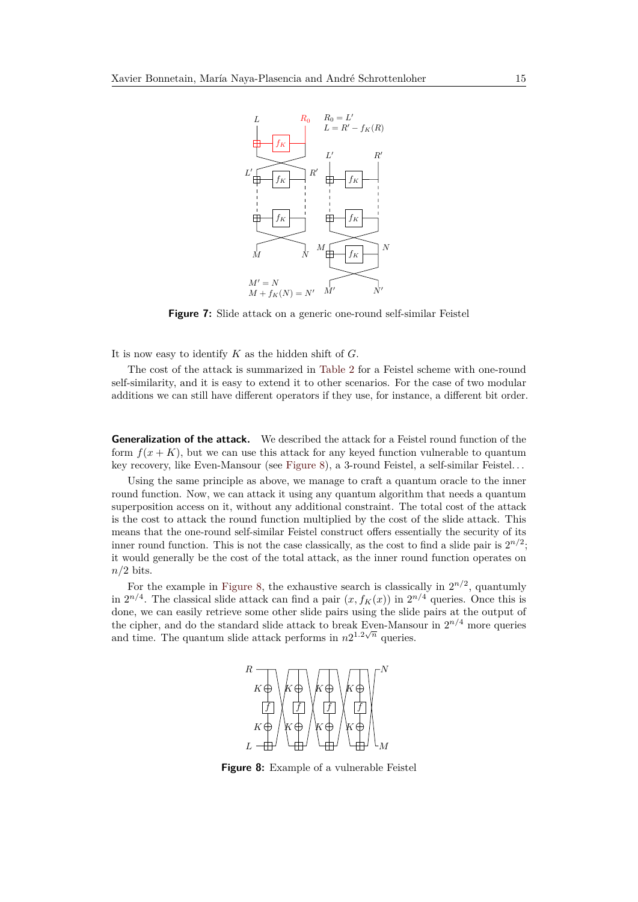Figure 7: Slide attack on a generic one-round self-similar Feistel

It is now easy to identify $K$ as the hidden shift of $G$.

The cost of the attack is summarized in Table 2 for a Feistel scheme with one-round self-similarity, and it is easy to extend it to other scenarios. For the case of two modular additions we can still have different operators if they use, for instance, a different bit order.

**Generalization of the attack.** We described the attack for a Feistel round function of the form $f(x + K)$, but we can use this attack for any keyed function vulnerable to quantum key recovery, like Even-Mansour (see Figure 8), a 3-round Feistel, a self-similar Feistel...

Using the same principle as above, we manage to craft a quantum oracle to the inner round function. Now, we can attack it using any quantum algorithm that needs a quantum superposition access on it, without any additional constraint. The total cost of the attack is the cost to attack the round function multiplied by the cost of the slide attack. This means that the one-round self-similar Feistel construct offers essentially the security of its inner round function. This is not the case classically, as the cost to find a slide pair is $2^{n/2}$; it would generally be the cost of the total attack, as the inner round function operates on $n/2$ bits.

For the example in Figure 8, the exhaustive search is classically in $2^{n/2}$, quantumly in $2^{n/4}$. The classical slide attack can find a pair $(x, f_K(x))$ in $2^{n/4}$ queries. Once this is done, we can easily retrieve some other slide pairs using the slide pairs at the output of the cipher, and do the standard slide attack to break Even-Mansour in $2^{n/4}$ more queries and time. The quantum slide attack performs in $n2^{1.2\sqrt{n}}$ queries.

Figure 8: Example of a vulnerable Feistel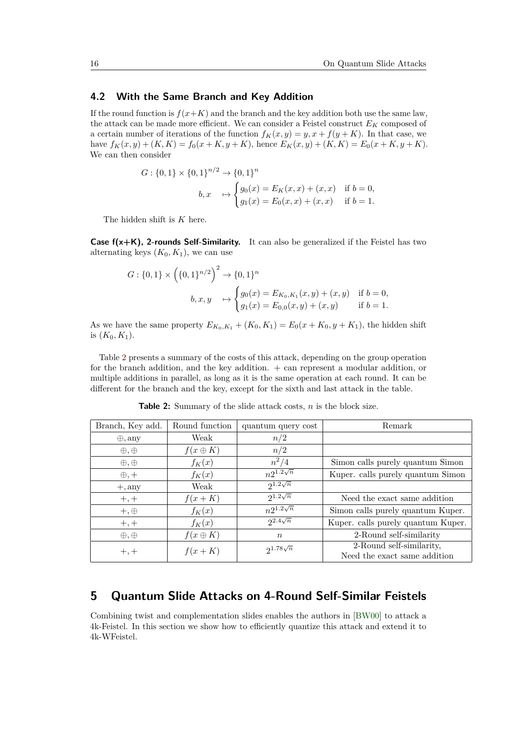## 4.2 With the Same Branch and Key Addition

If the round function is $f(x+K)$ and the branch and the key addition both use the same law, the attack can be made more efficient. We can consider a Feistel construct $E_K$ composed of a certain number of iterations of the function $f_K(x,y) = y, x + f(y+K)$. In that case, we have $f_K(x,y) + (K,K) = f_0(x+K, y+K)$, hence $E_K(x,y) + (K,K) = E_0(x+K, y+K)$. We can then consider

$$
\begin{aligned}
G : \{0,1\} \times \{0,1\}^{n/2} &\to \{0,1\}^n \\
b, x \quad &\mapsto \begin{cases} g_0(x) = E_K(x,x) + (x,x) & \text{if } b = 0, \\ g_1(x) = E_0(x,x) + (x,x) & \text{if } b = 1. \end{cases}
\end{aligned}
$$

The hidden shift is $K$ here.

**Case f(x+K), 2-rounds Self-Similarity.** It can also be generalized if the Feistel has two alternating keys $(K_0, K_1)$, we can use

$$
\begin{aligned}
G : \{0,1\} \times \left(\{0,1\}^{n/2}\right)^2 &\to \{0,1\}^n \\
b, x, y \quad &\mapsto \begin{cases} g_0(x) = E_{K_0,K_1}(x,y) + (x,y) & \text{if } b = 0, \\ g_1(x) = E_{0,0}(x,y) + (x,y) & \text{if } b = 1. \end{cases}
\end{aligned}
$$

As we have the same property $E_{K_0,K_1} + (K_0, K_1) = E_0(x+K_0, y+K_1)$, the hidden shift is $(K_0, K_1)$.

Table 2 presents a summary of the costs of this attack, depending on the group operation for the branch addition, and the key addition. + can represent a modular addition, or multiple additions in parallel, as long as it is the same operation at each round. It can be different for the branch and the key, except for the sixth and last attack in the table.

**Table 2:** Summary of the slide attack costs, $n$ is the block size.

| Branch, Key add. | Round function | quantum query cost | Remark |
|---|---|---|---|
| $\oplus$, any | Weak | $n/2$ | |
| $\oplus, \oplus$ | $f(x \oplus K)$ | $n/2$ | |
| $\oplus, \oplus$ | $f_K(x)$ | $n^2/4$ | Simon calls purely quantum Simon |
| $\oplus, +$ | $f_K(x)$ | $n2^{1.2\sqrt{n}}$ | Kuper. calls purely quantum Simon |
| $+$, any | Weak | $2^{1.2\sqrt{n}}$ | |
| $+, +$ | $f(x+K)$ | $2^{1.2\sqrt{n}}$ | Need the exact same addition |
| $+, \oplus$ | $f_K(x)$ | $n2^{1.2\sqrt{n}}$ | Simon calls purely quantum Kuper. |
| $+, +$ | $f_K(x)$ | $2^{2.4\sqrt{n}}$ | Kuper. calls purely quantum Kuper. |
| $\oplus, \oplus$ | $f(x \oplus K)$ | $n$ | 2-Round self-similarity |
| $+, +$ | $f(x+K)$ | $2^{1.78\sqrt{n}}$ | 2-Round self-similarity, Need the exact same addition |

# 5 Quantum Slide Attacks on 4-Round Self-Similar Feistels

Combining twist and complementation slides enables the authors in [BW00] to attack a 4k-Feistel. In this section we show how to efficiently quantize this attack and extend it to 4k-WFeistel.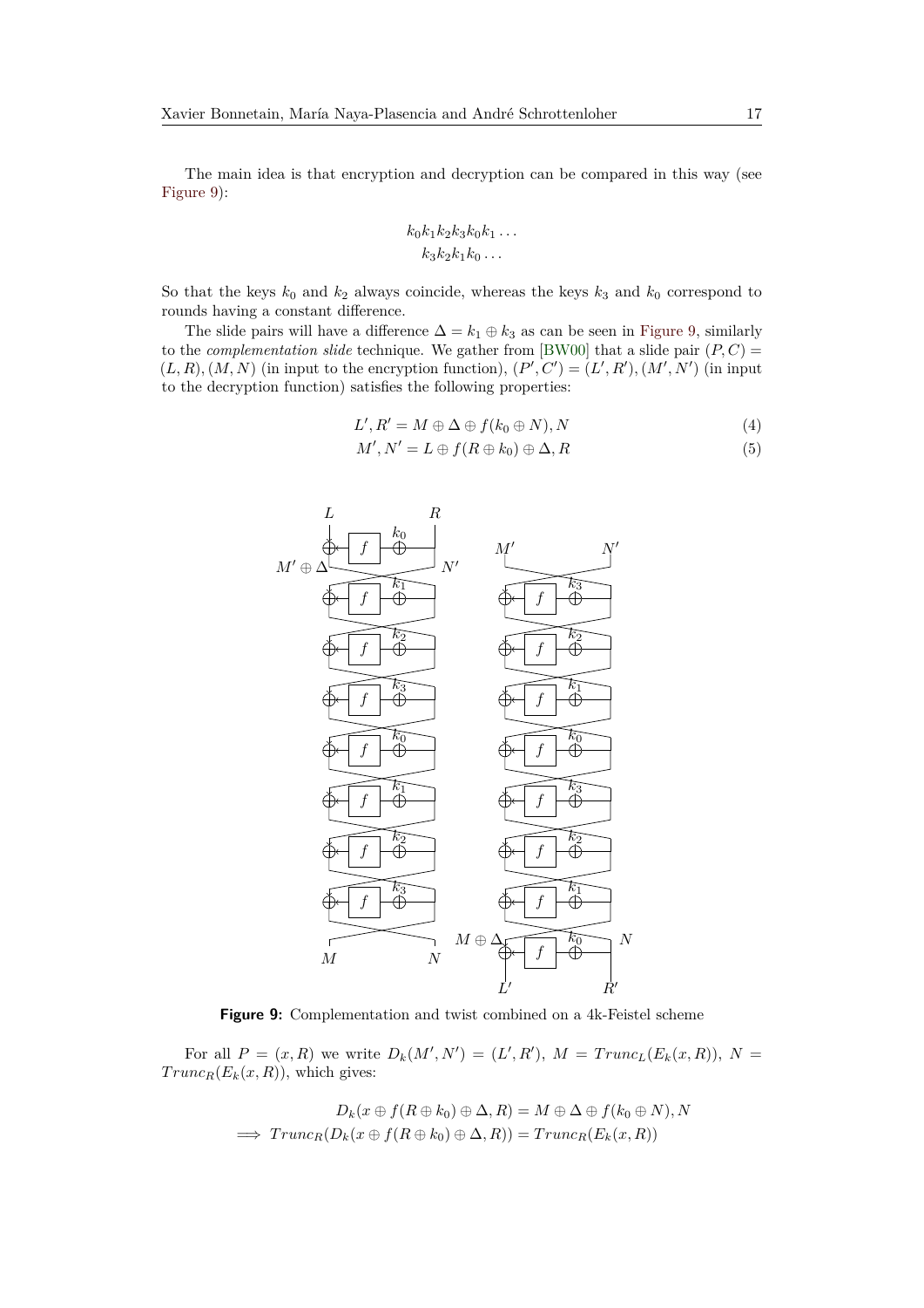The main idea is that encryption and decryption can be compared in this way (see Figure 9):

$$k_0 k_1 k_2 k_3 k_0 k_1 \dots$$
$$k_3 k_2 k_1 k_0 \dots$$

So that the keys $k_0$ and $k_2$ always coincide, whereas the keys $k_3$ and $k_0$ correspond to rounds having a constant difference.

The slide pairs will have a difference $\Delta = k_1 \oplus k_3$ as can be seen in Figure 9, similarly to the *complementation slide* technique. We gather from [BW00] that a slide pair $(P, C) = (L, R), (M, N)$ (in input to the encryption function), $(P', C') = (L', R'), (M', N')$ (in input to the decryption function) satisfies the following properties:

$$L', R' = M \oplus \Delta \oplus f(k_0 \oplus N), N \tag{4}$$

$$M', N' = L \oplus f(R \oplus k_0) \oplus \Delta, R \tag{5}$$

**Figure 9:** Complementation and twist combined on a 4k-Feistel scheme

For all $P = (x, R)$ we write $D_k(M', N') = (L', R')$, $M = Trunc_L(E_k(x, R))$, $N = Trunc_R(E_k(x, R))$, which gives:

$$D_k(x \oplus f(R \oplus k_0) \oplus \Delta, R) = M \oplus \Delta \oplus f(k_0 \oplus N), N$$
$$\implies Trunc_R(D_k(x \oplus f(R \oplus k_0) \oplus \Delta, R)) = Trunc_R(E_k(x, R))$$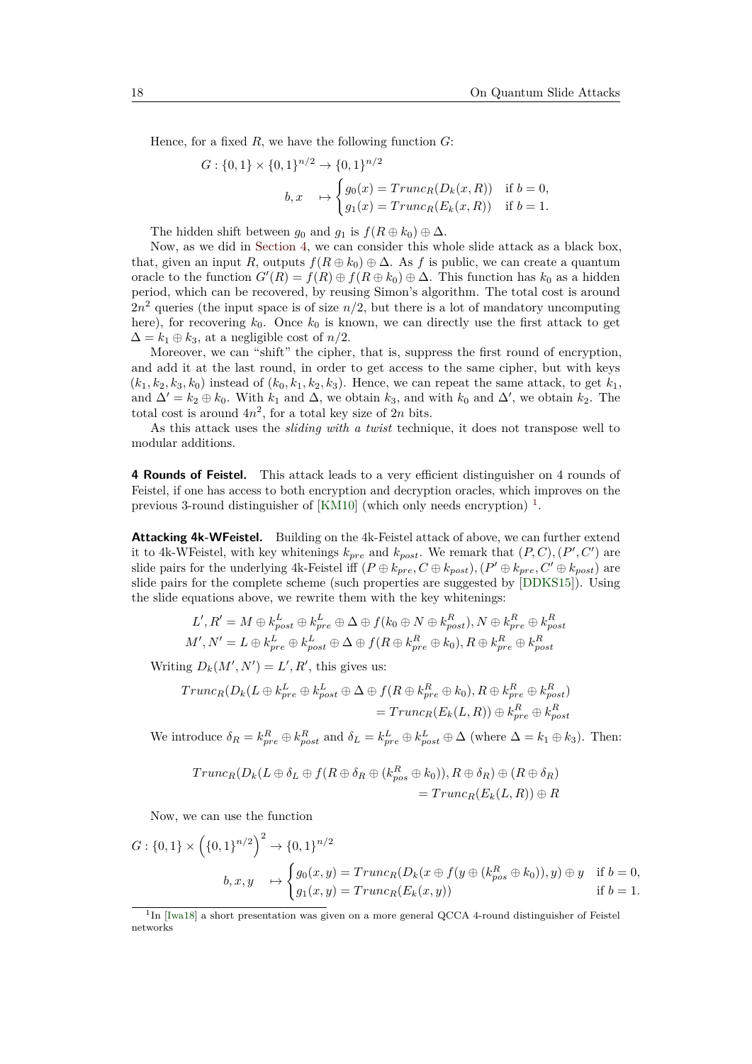Hence, for a fixed $R$, we have the following function $G$:

$$G : \{0,1\} \times \{0,1\}^{n/2} \to \{0,1\}^{n/2}$$
$$b, x \quad \mapsto \begin{cases} g_0(x) = Trunc_R(D_k(x, R)) & \text{if } b = 0, \\ g_1(x) = Trunc_R(E_k(x, R)) & \text{if } b = 1. \end{cases}$$

The hidden shift between $g_0$ and $g_1$ is $f(R \oplus k_0) \oplus \Delta$.

Now, as we did in Section 4, we can consider this whole slide attack as a black box, that, given an input $R$, outputs $f(R \oplus k_0) \oplus \Delta$. As $f$ is public, we can create a quantum oracle to the function $G'(R) = f(R) \oplus f(R \oplus k_0) \oplus \Delta$. This function has $k_0$ as a hidden period, which can be recovered, by reusing Simon's algorithm. The total cost is around $2n^2$ queries (the input space is of size $n/2$, but there is a lot of mandatory uncomputing here), for recovering $k_0$. Once $k_0$ is known, we can directly use the first attack to get $\Delta = k_1 \oplus k_3$, at a negligible cost of $n/2$.

Moreover, we can "shift" the cipher, that is, suppress the first round of encryption, and add it at the last round, in order to get access to the same cipher, but with keys $(k_1, k_2, k_3, k_0)$ instead of $(k_0, k_1, k_2, k_3)$. Hence, we can repeat the same attack, to get $k_1$, and $\Delta' = k_2 \oplus k_0$. With $k_1$ and $\Delta$, we obtain $k_3$, and with $k_0$ and $\Delta'$, we obtain $k_2$. The total cost is around $4n^2$, for a total key size of $2n$ bits.

As this attack uses the *sliding with a twist* technique, it does not transpose well to modular additions.

**4 Rounds of Feistel.** This attack leads to a very efficient distinguisher on 4 rounds of Feistel, if one has access to both encryption and decryption oracles, which improves on the previous 3-round distinguisher of [KM10] (which only needs encryption) [1].

**Attacking 4k-WFeistel.** Building on the 4k-Feistel attack of above, we can further extend it to 4k-WFeistel, with key whitenings $k_{pre}$ and $k_{post}$. We remark that $(P, C), (P', C')$ are slide pairs for the underlying 4k-Feistel iff $(P \oplus k_{pre}, C \oplus k_{post}), (P' \oplus k_{pre}, C' \oplus k_{post})$ are slide pairs for the complete scheme (such properties are suggested by [DDKS15]). Using the slide equations above, we rewrite them with the key whitenings:

$$L', R' = M \oplus k_{post}^L \oplus k_{pre}^L \oplus \Delta \oplus f(k_0 \oplus N \oplus k_{post}^R), N \oplus k_{pre}^R \oplus k_{post}^R$$
$$M', N' = L \oplus k_{pre}^L \oplus k_{post}^L \oplus \Delta \oplus f(R \oplus k_{pre}^R \oplus k_0), R \oplus k_{pre}^R \oplus k_{post}^R$$

Writing $D_k(M', N') = L', R'$, this gives us:

$$Trunc_R(D_k(L \oplus k_{pre}^L \oplus k_{post}^L \oplus \Delta \oplus f(R \oplus k_{pre}^R \oplus k_0), R \oplus k_{pre}^R \oplus k_{post}^R)$$
$$= Trunc_R(E_k(L, R)) \oplus k_{pre}^R \oplus k_{post}^R$$

We introduce $\delta_R = k_{pre}^R \oplus k_{post}^R$ and $\delta_L = k_{pre}^L \oplus k_{post}^L \oplus \Delta$ (where $\Delta = k_1 \oplus k_3$). Then:

$$Trunc_R(D_k(L \oplus \delta_L \oplus f(R \oplus \delta_R \oplus (k_{pos}^R \oplus k_0)), R \oplus \delta_R) \oplus (R \oplus \delta_R)$$
$$= Trunc_R(E_k(L, R)) \oplus R$$

Now, we can use the function

$$G : \{0,1\} \times \left(\{0,1\}^{n/2}\right)^2 \to \{0,1\}^{n/2}$$
$$b, x, y \quad \mapsto \begin{cases} g_0(x, y) = Trunc_R(D_k(x \oplus f(y \oplus (k_{pos}^R \oplus k_0)), y) \oplus y & \text{if } b = 0, \\ g_1(x, y) = Trunc_R(E_k(x, y)) & \text{if } b = 1. \end{cases}$$

[1] In [Iwa18] a short presentation was given on a more general QCCA 4-round distinguisher of Feistel networks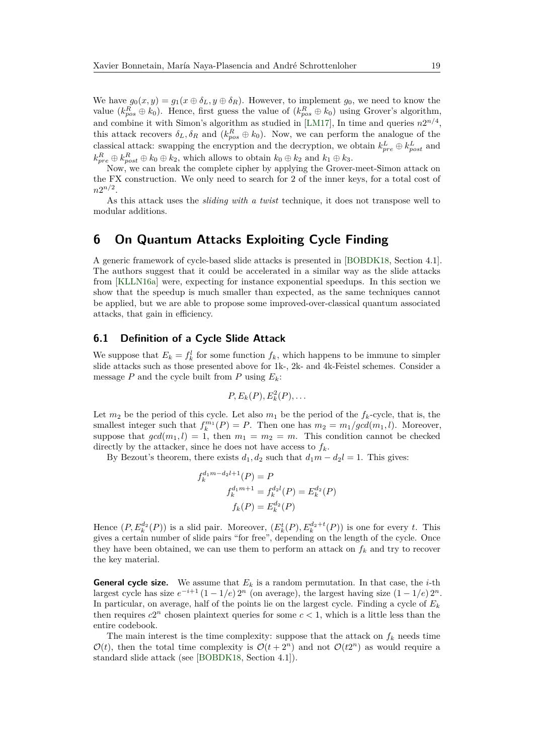We have $g_0(x, y) = g_1(x \oplus \delta_L, y \oplus \delta_R)$. However, to implement $g_0$, we need to know the value $(k^R_{pos} \oplus k_0)$. Hence, first guess the value of $(k^R_{pos} \oplus k_0)$ using Grover's algorithm, and combine it with Simon's algorithm as studied in [LM17], In time and queries $n2^{n/4}$, this attack recovers $\delta_L, \delta_R$ and $(k^R_{pos} \oplus k_0)$. Now, we can perform the analogue of the classical attack: swapping the encryption and the decryption, we obtain $k^L_{pre} \oplus k^L_{post}$ and $k^R_{pre} \oplus k^R_{post} \oplus k_0 \oplus k_2$, which allows to obtain $k_0 \oplus k_2$ and $k_1 \oplus k_3$.

Now, we can break the complete cipher by applying the Grover-meet-Simon attack on the FX construction. We only need to search for 2 of the inner keys, for a total cost of $n2^{n/2}$.

As this attack uses the *sliding with a twist* technique, it does not transpose well to modular additions.

# 6 On Quantum Attacks Exploiting Cycle Finding

A generic framework of cycle-based slide attacks is presented in [BOBDK18, Section 4.1]. The authors suggest that it could be accelerated in a similar way as the slide attacks from [KLLN16a] were, expecting for instance exponential speedups. In this section we show that the speedup is much smaller than expected, as the same techniques cannot be applied, but we are able to propose some improved-over-classical quantum associated attacks, that gain in efficiency.

## 6.1 Definition of a Cycle Slide Attack

We suppose that $E_k = f_k^l$ for some function $f_k$, which happens to be immune to simpler slide attacks such as those presented above for 1k-, 2k- and 4k-Feistel schemes. Consider a message $P$ and the cycle built from $P$ using $E_k$:

$$P, E_k(P), E_k^2(P), \ldots$$

Let $m_2$ be the period of this cycle. Let also $m_1$ be the period of the $f_k$-cycle, that is, the smallest integer such that $f_k^{m_1}(P) = P$. Then one has $m_2 = m_1/gcd(m_1, l)$. Moreover, suppose that $gcd(m_1, l) = 1$, then $m_1 = m_2 = m$. This condition cannot be checked directly by the attacker, since he does not have access to $f_k$.

By Bezout's theorem, there exists $d_1, d_2$ such that $d_1 m - d_2 l = 1$. This gives:

$$\begin{aligned} f_k^{d_1 m - d_2 l + 1}(P) &= P \\ f_k^{d_1 m + 1} &= f_k^{d_2 l}(P) = E_k^{d_2}(P) \\ f_k(P) &= E_k^{d_2}(P) \end{aligned}$$

Hence $(P, E_k^{d_2}(P))$ is a slid pair. Moreover, $(E_k^t(P), E_k^{d_2+t}(P))$ is one for every $t$. This gives a certain number of slide pairs "for free", depending on the length of the cycle. Once they have been obtained, we can use them to perform an attack on $f_k$ and try to recover the key material.

**General cycle size.** We assume that $E_k$ is a random permutation. In that case, the $i$-th largest cycle has size $e^{-i+1}(1 - 1/e)\, 2^n$ (on average), the largest having size $(1 - 1/e)\, 2^n$. In particular, on average, half of the points lie on the largest cycle. Finding a cycle of $E_k$ then requires $c2^n$ chosen plaintext queries for some $c < 1$, which is a little less than the entire codebook.

The main interest is the time complexity: suppose that the attack on $f_k$ needs time $\mathcal{O}(t)$, then the total time complexity is $\mathcal{O}(t + 2^n)$ and not $\mathcal{O}(t2^n)$ as would require a standard slide attack (see [BOBDK18, Section 4.1]).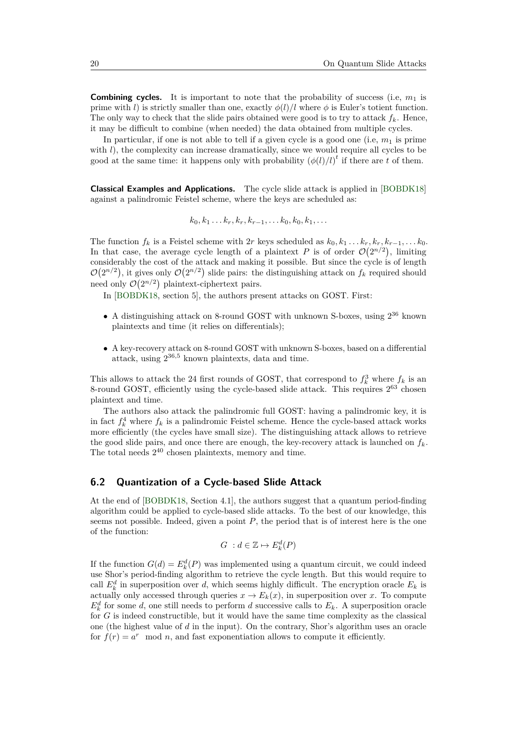**Combining cycles.** It is important to note that the probability of success (i.e, $m_1$ is prime with $l$) is strictly smaller than one, exactly $\phi(l)/l$ where $\phi$ is Euler's totient function. The only way to check that the slide pairs obtained were good is to try to attack $f_k$. Hence, it may be difficult to combine (when needed) the data obtained from multiple cycles.

In particular, if one is not able to tell if a given cycle is a good one (i.e, $m_1$ is prime with $l$), the complexity can increase dramatically, since we would require all cycles to be good at the same time: it happens only with probability $(\phi(l)/l)^t$ if there are $t$ of them.

**Classical Examples and Applications.** The cycle slide attack is applied in [BOBDK18] against a palindromic Feistel scheme, where the keys are scheduled as:

$$k_0, k_1 \ldots k_r, k_r, k_{r-1}, \ldots k_0, k_0, k_1, \ldots$$

The function $f_k$ is a Feistel scheme with $2r$ keys scheduled as $k_0, k_1 \ldots k_r, k_r, k_{r-1}, \ldots k_0$. In that case, the average cycle length of a plaintext $P$ is of order $\mathcal{O}(2^{n/2})$, limiting considerably the cost of the attack and making it possible. But since the cycle is of length $\mathcal{O}(2^{n/2})$, it gives only $\mathcal{O}(2^{n/2})$ slide pairs: the distinguishing attack on $f_k$ required should need only $\mathcal{O}(2^{n/2})$ plaintext-ciphertext pairs.

In [BOBDK18, section 5], the authors present attacks on GOST. First:

- A distinguishing attack on 8-round GOST with unknown S-boxes, using $2^{36}$ known plaintexts and time (it relies on differentials);
- A key-recovery attack on 8-round GOST with unknown S-boxes, based on a differential attack, using $2^{36,5}$ known plaintexts, data and time.

This allows to attack the 24 first rounds of GOST, that correspond to $f_k^3$ where $f_k$ is an 8-round GOST, efficiently using the cycle-based slide attack. This requires $2^{63}$ chosen plaintext and time.

The authors also attack the palindromic full GOST: having a palindromic key, it is in fact $f_k^4$ where $f_k$ is a palindromic Feistel scheme. Hence the cycle-based attack works more efficiently (the cycles have small size). The distinguishing attack allows to retrieve the good slide pairs, and once there are enough, the key-recovery attack is launched on $f_k$. The total needs $2^{40}$ chosen plaintexts, memory and time.

## 6.2 Quantization of a Cycle-based Slide Attack

At the end of [BOBDK18, Section 4.1], the authors suggest that a quantum period-finding algorithm could be applied to cycle-based slide attacks. To the best of our knowledge, this seems not possible. Indeed, given a point $P$, the period that is of interest here is the one of the function:

$$G \ : d \in \mathbb{Z} \mapsto E_k^d(P)$$

If the function $G(d) = E_k^d(P)$ was implemented using a quantum circuit, we could indeed use Shor's period-finding algorithm to retrieve the cycle length. But this would require to call $E_k^d$ in superposition over $d$, which seems highly difficult. The encryption oracle $E_k$ is actually only accessed through queries $x \to E_k(x)$, in superposition over $x$. To compute $E_k^d$ for some $d$, one still needs to perform $d$ successive calls to $E_k$. A superposition oracle for $G$ is indeed constructible, but it would have the same time complexity as the classical one (the highest value of $d$ in the input). On the contrary, Shor's algorithm uses an oracle for $f(r) = a^r \mod n$, and fast exponentiation allows to compute it efficiently.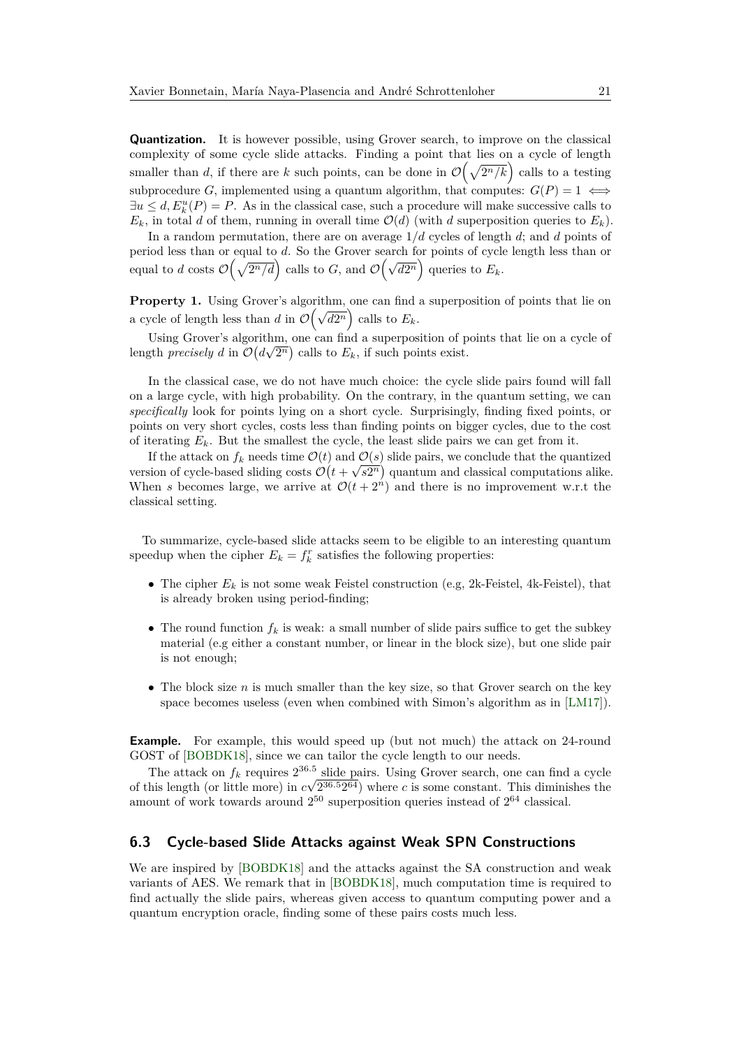**Quantization.** It is however possible, using Grover search, to improve on the classical complexity of some cycle slide attacks. Finding a point that lies on a cycle of length smaller than $d$, if there are $k$ such points, can be done in $\mathcal{O}\left(\sqrt{2^n/k}\right)$ calls to a testing subprocedure $G$, implemented using a quantum algorithm, that computes: $G(P) = 1 \iff \exists u \leq d, E_k^u(P) = P$. As in the classical case, such a procedure will make successive calls to $E_k$, in total $d$ of them, running in overall time $\mathcal{O}(d)$ (with $d$ superposition queries to $E_k$).

In a random permutation, there are on average $1/d$ cycles of length $d$; and $d$ points of period less than or equal to $d$. So the Grover search for points of cycle length less than or equal to $d$ costs $\mathcal{O}\left(\sqrt{2^n/d}\right)$ calls to $G$, and $\mathcal{O}\left(\sqrt{d2^n}\right)$ queries to $E_k$.

**Property 1.** Using Grover's algorithm, one can find a superposition of points that lie on a cycle of length less than $d$ in $\mathcal{O}\left(\sqrt{d2^n}\right)$ calls to $E_k$.

Using Grover's algorithm, one can find a superposition of points that lie on a cycle of length *precisely* $d$ in $\mathcal{O}\left(d\sqrt{2^n}\right)$ calls to $E_k$, if such points exist.

In the classical case, we do not have much choice: the cycle slide pairs found will fall on a large cycle, with high probability. On the contrary, in the quantum setting, we can *specifically* look for points lying on a short cycle. Surprisingly, finding fixed points, or points on very short cycles, costs less than finding points on bigger cycles, due to the cost of iterating $E_k$. But the smallest the cycle, the least slide pairs we can get from it.

If the attack on $f_k$ needs time $\mathcal{O}(t)$ and $\mathcal{O}(s)$ slide pairs, we conclude that the quantized version of cycle-based sliding costs $\mathcal{O}\left(t + \sqrt{s2^n}\right)$ quantum and classical computations alike. When $s$ becomes large, we arrive at $\mathcal{O}(t + 2^n)$ and there is no improvement w.r.t the classical setting.

To summarize, cycle-based slide attacks seem to be eligible to an interesting quantum speedup when the cipher $E_k = f_k^r$ satisfies the following properties:

- The cipher $E_k$ is not some weak Feistel construction (e.g, 2k-Feistel, 4k-Feistel), that is already broken using period-finding;
- The round function $f_k$ is weak: a small number of slide pairs suffice to get the subkey material (e.g either a constant number, or linear in the block size), but one slide pair is not enough;
- The block size $n$ is much smaller than the key size, so that Grover search on the key space becomes useless (even when combined with Simon's algorithm as in [LM17]).

**Example.** For example, this would speed up (but not much) the attack on 24-round GOST of [BOBDK18], since we can tailor the cycle length to our needs.

The attack on $f_k$ requires $2^{36.5}$ slide pairs. Using Grover search, one can find a cycle of this length (or little more) in $c\sqrt{2^{36.5}2^{64}}$) where $c$ is some constant. This diminishes the amount of work towards around $2^{50}$ superposition queries instead of $2^{64}$ classical.

## 6.3 Cycle-based Slide Attacks against Weak SPN Constructions

We are inspired by [BOBDK18] and the attacks against the SA construction and weak variants of AES. We remark that in [BOBDK18], much computation time is required to find actually the slide pairs, whereas given access to quantum computing power and a quantum encryption oracle, finding some of these pairs costs much less.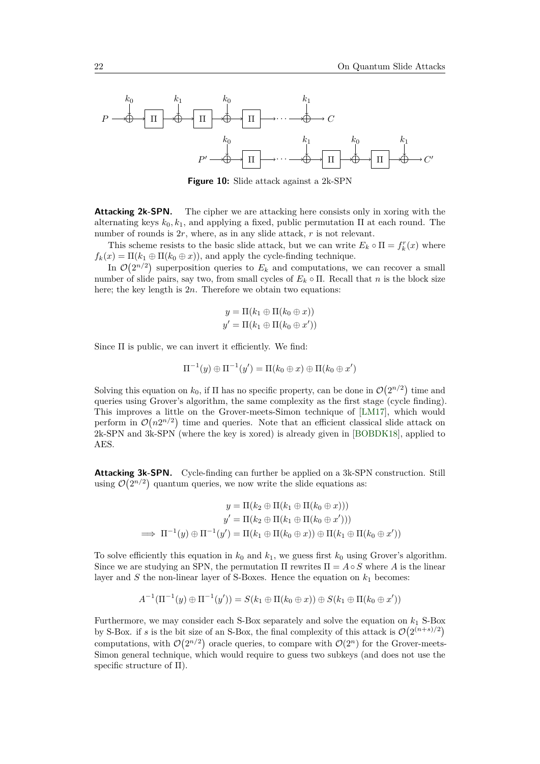Figure 10: Slide attack against a 2k-SPN

**Attacking 2k-SPN.** The cipher we are attacking here consists only in xoring with the alternating keys $k_0, k_1$, and applying a fixed, public permutation $\Pi$ at each round. The number of rounds is $2r$, where, as in any slide attack, $r$ is not relevant.

This scheme resists to the basic slide attack, but we can write $E_k \circ \Pi = f_k^r(x)$ where $f_k(x) = \Pi(k_1 \oplus \Pi(k_0 \oplus x))$, and apply the cycle-finding technique.

In $\mathcal{O}(2^{n/2})$ superposition queries to $E_k$ and computations, we can recover a small number of slide pairs, say two, from small cycles of $E_k \circ \Pi$. Recall that $n$ is the block size here; the key length is $2n$. Therefore we obtain two equations:

$$y = \Pi(k_1 \oplus \Pi(k_0 \oplus x))$$
$$y' = \Pi(k_1 \oplus \Pi(k_0 \oplus x'))$$

Since $\Pi$ is public, we can invert it efficiently. We find:

$$\Pi^{-1}(y) \oplus \Pi^{-1}(y') = \Pi(k_0 \oplus x) \oplus \Pi(k_0 \oplus x')$$

Solving this equation on $k_0$, if $\Pi$ has no specific property, can be done in $\mathcal{O}(2^{n/2})$ time and queries using Grover's algorithm, the same complexity as the first stage (cycle finding). This improves a little on the Grover-meets-Simon technique of [LM17], which would perform in $\mathcal{O}(n2^{n/2})$ time and queries. Note that an efficient classical slide attack on 2k-SPN and 3k-SPN (where the key is xored) is already given in [BOBDK18], applied to AES.

**Attacking 3k-SPN.** Cycle-finding can further be applied on a 3k-SPN construction. Still using $\mathcal{O}(2^{n/2})$ quantum queries, we now write the slide equations as:

$$y = \Pi(k_2 \oplus \Pi(k_1 \oplus \Pi(k_0 \oplus x)))$$
$$y' = \Pi(k_2 \oplus \Pi(k_1 \oplus \Pi(k_0 \oplus x')))$$
$$\implies \Pi^{-1}(y) \oplus \Pi^{-1}(y') = \Pi(k_1 \oplus \Pi(k_0 \oplus x)) \oplus \Pi(k_1 \oplus \Pi(k_0 \oplus x'))$$

To solve efficiently this equation in $k_0$ and $k_1$, we guess first $k_0$ using Grover's algorithm. Since we are studying an SPN, the permutation $\Pi$ rewrites $\Pi = A \circ S$ where $A$ is the linear layer and $S$ the non-linear layer of S-Boxes. Hence the equation on $k_1$ becomes:

$$A^{-1}(\Pi^{-1}(y) \oplus \Pi^{-1}(y')) = S(k_1 \oplus \Pi(k_0 \oplus x)) \oplus S(k_1 \oplus \Pi(k_0 \oplus x'))$$

Furthermore, we may consider each S-Box separately and solve the equation on $k_1$ S-Box by S-Box. if $s$ is the bit size of an S-Box, the final complexity of this attack is $\mathcal{O}(2^{(n+s)/2})$ computations, with $\mathcal{O}(2^{n/2})$ oracle queries, to compare with $\mathcal{O}(2^n)$ for the Grover-meets-Simon general technique, which would require to guess two subkeys (and does not use the specific structure of $\Pi$).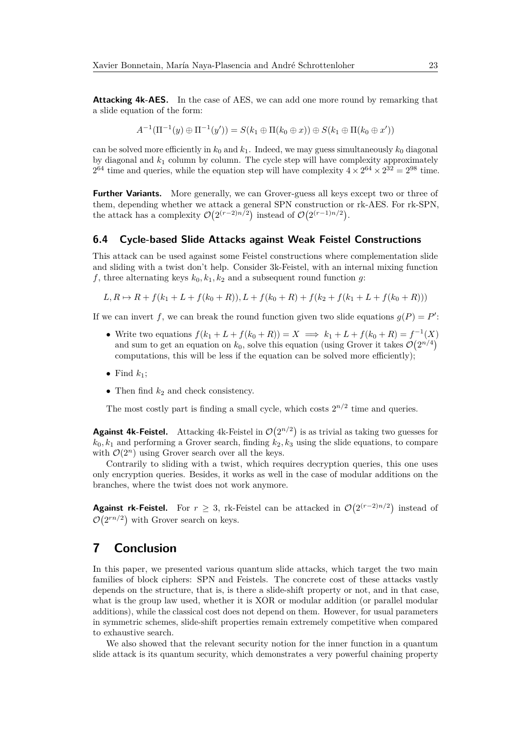**Attacking 4k-AES.** In the case of AES, we can add one more round by remarking that a slide equation of the form:

$$A^{-1}(\Pi^{-1}(y) \oplus \Pi^{-1}(y')) = S(k_1 \oplus \Pi(k_0 \oplus x)) \oplus S(k_1 \oplus \Pi(k_0 \oplus x'))$$

can be solved more efficiently in $k_0$ and $k_1$. Indeed, we may guess simultaneously $k_0$ diagonal by diagonal and $k_1$ column by column. The cycle step will have complexity approximately $2^{64}$ time and queries, while the equation step will have complexity $4 \times 2^{64} \times 2^{32} = 2^{98}$ time.

**Further Variants.** More generally, we can Grover-guess all keys except two or three of them, depending whether we attack a general SPN construction or rk-AES. For rk-SPN, the attack has a complexity $\mathcal{O}\big(2^{(r-2)n/2}\big)$ instead of $\mathcal{O}\big(2^{(r-1)n/2}\big)$.

### 6.4 Cycle-based Slide Attacks against Weak Feistel Constructions

This attack can be used against some Feistel constructions where complementation slide and sliding with a twist don't help. Consider 3k-Feistel, with an internal mixing function $f$, three alternating keys $k_0, k_1, k_2$ and a subsequent round function $g$:

$$L, R \mapsto R + f(k_1 + L + f(k_0 + R)), L + f(k_0 + R) + f(k_2 + f(k_1 + L + f(k_0 + R)))$$

If we can invert $f$, we can break the round function given two slide equations $g(P) = P'$:

- Write two equations $f(k_1 + L + f(k_0 + R)) = X \implies k_1 + L + f(k_0 + R) = f^{-1}(X)$ and sum to get an equation on $k_0$, solve this equation (using Grover it takes $\mathcal{O}\big(2^{n/4}\big)$ computations, this will be less if the equation can be solved more efficiently);
- Find $k_1$;
- Then find $k_2$ and check consistency.

The most costly part is finding a small cycle, which costs $2^{n/2}$ time and queries.

**Against 4k-Feistel.** Attacking 4k-Feistel in $\mathcal{O}\big(2^{n/2}\big)$ is as trivial as taking two guesses for $k_0, k_1$ and performing a Grover search, finding $k_2, k_3$ using the slide equations, to compare with $\mathcal{O}(2^n)$ using Grover search over all the keys.

Contrarily to sliding with a twist, which requires decryption queries, this one uses only encryption queries. Besides, it works as well in the case of modular additions on the branches, where the twist does not work anymore.

**Against rk-Feistel.** For $r \geq 3$, rk-Feistel can be attacked in $\mathcal{O}\big(2^{(r-2)n/2}\big)$ instead of $\mathcal{O}\big(2^{rn/2}\big)$ with Grover search on keys.

## 7 Conclusion

In this paper, we presented various quantum slide attacks, which target the two main families of block ciphers: SPN and Feistels. The concrete cost of these attacks vastly depends on the structure, that is, is there a slide-shift property or not, and in that case, what is the group law used, whether it is XOR or modular addition (or parallel modular additions), while the classical cost does not depend on them. However, for usual parameters in symmetric schemes, slide-shift properties remain extremely competitive when compared to exhaustive search.

We also showed that the relevant security notion for the inner function in a quantum slide attack is its quantum security, which demonstrates a very powerful chaining property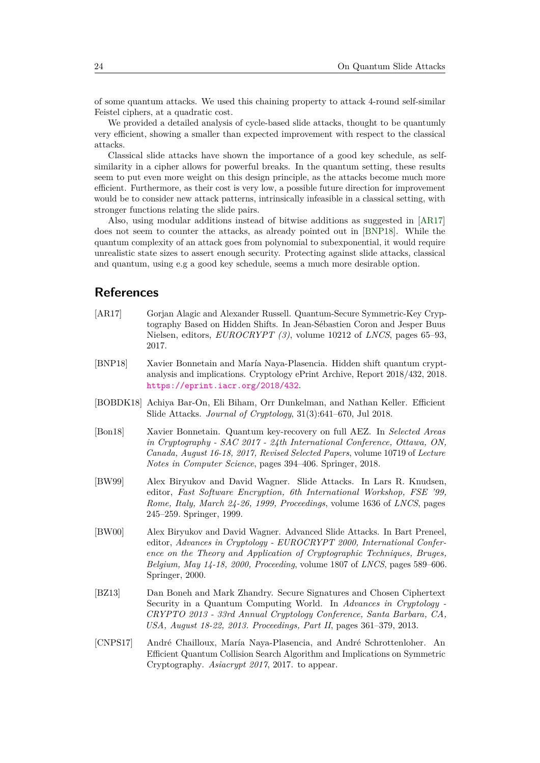of some quantum attacks. We used this chaining property to attack 4-round self-similar Feistel ciphers, at a quadratic cost.

We provided a detailed analysis of cycle-based slide attacks, thought to be quantumly very efficient, showing a smaller than expected improvement with respect to the classical attacks.

Classical slide attacks have shown the importance of a good key schedule, as self-similarity in a cipher allows for powerful breaks. In the quantum setting, these results seem to put even more weight on this design principle, as the attacks become much more efficient. Furthermore, as their cost is very low, a possible future direction for improvement would be to consider new attack patterns, intrinsically infeasible in a classical setting, with stronger functions relating the slide pairs.

Also, using modular additions instead of bitwise additions as suggested in [AR17] does not seem to counter the attacks, as already pointed out in [BNP18]. While the quantum complexity of an attack goes from polynomial to subexponential, it would require unrealistic state sizes to assert enough security. Protecting against slide attacks, classical and quantum, using e.g a good key schedule, seems a much more desirable option.

## References

[AR17] Gorjan Alagic and Alexander Russell. Quantum-Secure Symmetric-Key Cryptography Based on Hidden Shifts. In Jean-Sébastien Coron and Jesper Buus Nielsen, editors, *EUROCRYPT (3)*, volume 10212 of *LNCS*, pages 65–93, 2017.

[BNP18] Xavier Bonnetain and María Naya-Plasencia. Hidden shift quantum cryptanalysis and implications. Cryptology ePrint Archive, Report 2018/432, 2018. https://eprint.iacr.org/2018/432.

[BOBDK18] Achiya Bar-On, Eli Biham, Orr Dunkelman, and Nathan Keller. Efficient Slide Attacks. *Journal of Cryptology*, 31(3):641–670, Jul 2018.

[Bon18] Xavier Bonnetain. Quantum key-recovery on full AEZ. In *Selected Areas in Cryptography - SAC 2017 - 24th International Conference, Ottawa, ON, Canada, August 16-18, 2017, Revised Selected Papers*, volume 10719 of *Lecture Notes in Computer Science*, pages 394–406. Springer, 2018.

[BW99] Alex Biryukov and David Wagner. Slide Attacks. In Lars R. Knudsen, editor, *Fast Software Encryption, 6th International Workshop, FSE '99, Rome, Italy, March 24-26, 1999, Proceedings*, volume 1636 of *LNCS*, pages 245–259. Springer, 1999.

[BW00] Alex Biryukov and David Wagner. Advanced Slide Attacks. In Bart Preneel, editor, *Advances in Cryptology - EUROCRYPT 2000, International Conference on the Theory and Application of Cryptographic Techniques, Bruges, Belgium, May 14-18, 2000, Proceeding*, volume 1807 of *LNCS*, pages 589–606. Springer, 2000.

[BZ13] Dan Boneh and Mark Zhandry. Secure Signatures and Chosen Ciphertext Security in a Quantum Computing World. In *Advances in Cryptology - CRYPTO 2013 - 33rd Annual Cryptology Conference, Santa Barbara, CA, USA, August 18-22, 2013. Proceedings, Part II*, pages 361–379, 2013.

[CNPS17] André Chailloux, María Naya-Plasencia, and André Schrottenloher. An Efficient Quantum Collision Search Algorithm and Implications on Symmetric Cryptography. *Asiacrypt 2017*, 2017. to appear.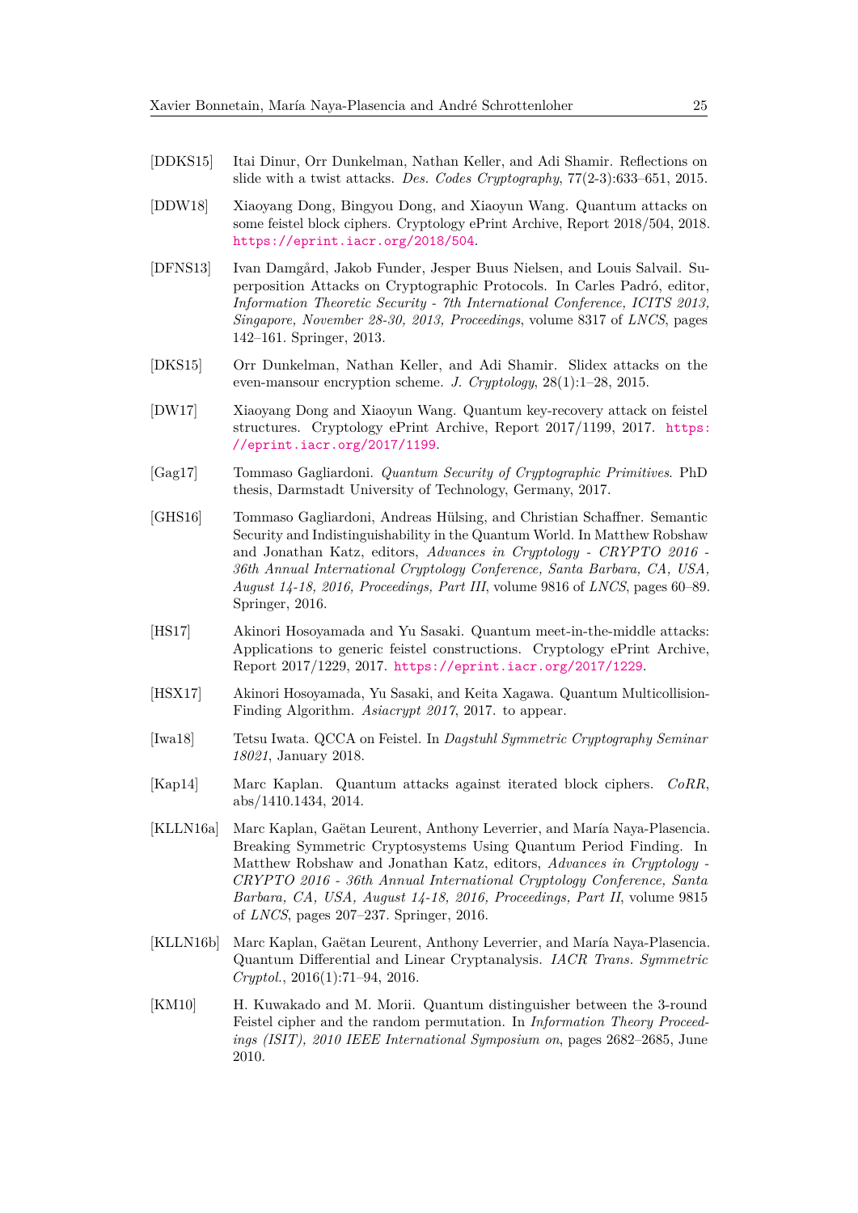[DDKS15] Itai Dinur, Orr Dunkelman, Nathan Keller, and Adi Shamir. Reflections on slide with a twist attacks. *Des. Codes Cryptography*, 77(2-3):633–651, 2015.

[DDW18] Xiaoyang Dong, Bingyou Dong, and Xiaoyun Wang. Quantum attacks on some feistel block ciphers. Cryptology ePrint Archive, Report 2018/504, 2018. https://eprint.iacr.org/2018/504.

[DFNS13] Ivan Damgård, Jakob Funder, Jesper Buus Nielsen, and Louis Salvail. Superposition Attacks on Cryptographic Protocols. In Carles Padró, editor, *Information Theoretic Security - 7th International Conference, ICITS 2013, Singapore, November 28-30, 2013, Proceedings*, volume 8317 of *LNCS*, pages 142–161. Springer, 2013.

[DKS15] Orr Dunkelman, Nathan Keller, and Adi Shamir. Slidex attacks on the even-mansour encryption scheme. *J. Cryptology*, 28(1):1–28, 2015.

[DW17] Xiaoyang Dong and Xiaoyun Wang. Quantum key-recovery attack on feistel structures. Cryptology ePrint Archive, Report 2017/1199, 2017. https://eprint.iacr.org/2017/1199.

[Gag17] Tommaso Gagliardoni. *Quantum Security of Cryptographic Primitives*. PhD thesis, Darmstadt University of Technology, Germany, 2017.

[GHS16] Tommaso Gagliardoni, Andreas Hülsing, and Christian Schaffner. Semantic Security and Indistinguishability in the Quantum World. In Matthew Robshaw and Jonathan Katz, editors, *Advances in Cryptology - CRYPTO 2016 - 36th Annual International Cryptology Conference, Santa Barbara, CA, USA, August 14-18, 2016, Proceedings, Part III*, volume 9816 of *LNCS*, pages 60–89. Springer, 2016.

[HS17] Akinori Hosoyamada and Yu Sasaki. Quantum meet-in-the-middle attacks: Applications to generic feistel constructions. Cryptology ePrint Archive, Report 2017/1229, 2017. https://eprint.iacr.org/2017/1229.

[HSX17] Akinori Hosoyamada, Yu Sasaki, and Keita Xagawa. Quantum Multicollision-Finding Algorithm. *Asiacrypt 2017*, 2017. to appear.

[Iwa18] Tetsu Iwata. QCCA on Feistel. In *Dagstuhl Symmetric Cryptography Seminar 18021*, January 2018.

[Kap14] Marc Kaplan. Quantum attacks against iterated block ciphers. *CoRR*, abs/1410.1434, 2014.

[KLLN16a] Marc Kaplan, Gaëtan Leurent, Anthony Leverrier, and María Naya-Plasencia. Breaking Symmetric Cryptosystems Using Quantum Period Finding. In Matthew Robshaw and Jonathan Katz, editors, *Advances in Cryptology - CRYPTO 2016 - 36th Annual International Cryptology Conference, Santa Barbara, CA, USA, August 14-18, 2016, Proceedings, Part II*, volume 9815 of *LNCS*, pages 207–237. Springer, 2016.

[KLLN16b] Marc Kaplan, Gaëtan Leurent, Anthony Leverrier, and María Naya-Plasencia. Quantum Differential and Linear Cryptanalysis. *IACR Trans. Symmetric Cryptol.*, 2016(1):71–94, 2016.

[KM10] H. Kuwakado and M. Morii. Quantum distinguisher between the 3-round Feistel cipher and the random permutation. In *Information Theory Proceedings (ISIT), 2010 IEEE International Symposium on*, pages 2682–2685, June 2010.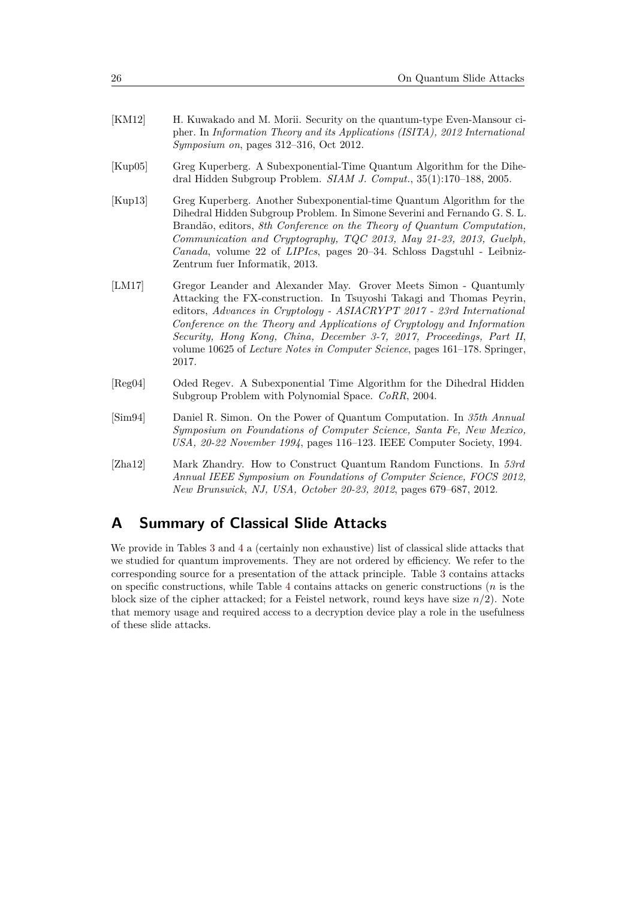[KM12] H. Kuwakado and M. Morii. Security on the quantum-type Even-Mansour cipher. In *Information Theory and its Applications (ISITA), 2012 International Symposium on*, pages 312–316, Oct 2012.

[Kup05] Greg Kuperberg. A Subexponential-Time Quantum Algorithm for the Dihedral Hidden Subgroup Problem. *SIAM J. Comput.*, 35(1):170–188, 2005.

[Kup13] Greg Kuperberg. Another Subexponential-time Quantum Algorithm for the Dihedral Hidden Subgroup Problem. In Simone Severini and Fernando G. S. L. Brandão, editors, *8th Conference on the Theory of Quantum Computation, Communication and Cryptography, TQC 2013, May 21-23, 2013, Guelph, Canada*, volume 22 of *LIPIcs*, pages 20–34. Schloss Dagstuhl - Leibniz-Zentrum fuer Informatik, 2013.

[LM17] Gregor Leander and Alexander May. Grover Meets Simon - Quantumly Attacking the FX-construction. In Tsuyoshi Takagi and Thomas Peyrin, editors, *Advances in Cryptology - ASIACRYPT 2017 - 23rd International Conference on the Theory and Applications of Cryptology and Information Security, Hong Kong, China, December 3-7, 2017, Proceedings, Part II*, volume 10625 of *Lecture Notes in Computer Science*, pages 161–178. Springer, 2017.

[Reg04] Oded Regev. A Subexponential Time Algorithm for the Dihedral Hidden Subgroup Problem with Polynomial Space. *CoRR*, 2004.

[Sim94] Daniel R. Simon. On the Power of Quantum Computation. In *35th Annual Symposium on Foundations of Computer Science, Santa Fe, New Mexico, USA, 20-22 November 1994*, pages 116–123. IEEE Computer Society, 1994.

[Zha12] Mark Zhandry. How to Construct Quantum Random Functions. In *53rd Annual IEEE Symposium on Foundations of Computer Science, FOCS 2012, New Brunswick, NJ, USA, October 20-23, 2012*, pages 679–687, 2012.

# A Summary of Classical Slide Attacks

We provide in Tables 3 and 4 a (certainly non exhaustive) list of classical slide attacks that we studied for quantum improvements. They are not ordered by efficiency. We refer to the corresponding source for a presentation of the attack principle. Table 3 contains attacks on specific constructions, while Table 4 contains attacks on generic constructions ($n$ is the block size of the cipher attacked; for a Feistel network, round keys have size $n/2$). Note that memory usage and required access to a decryption device play a role in the usefulness of these slide attacks.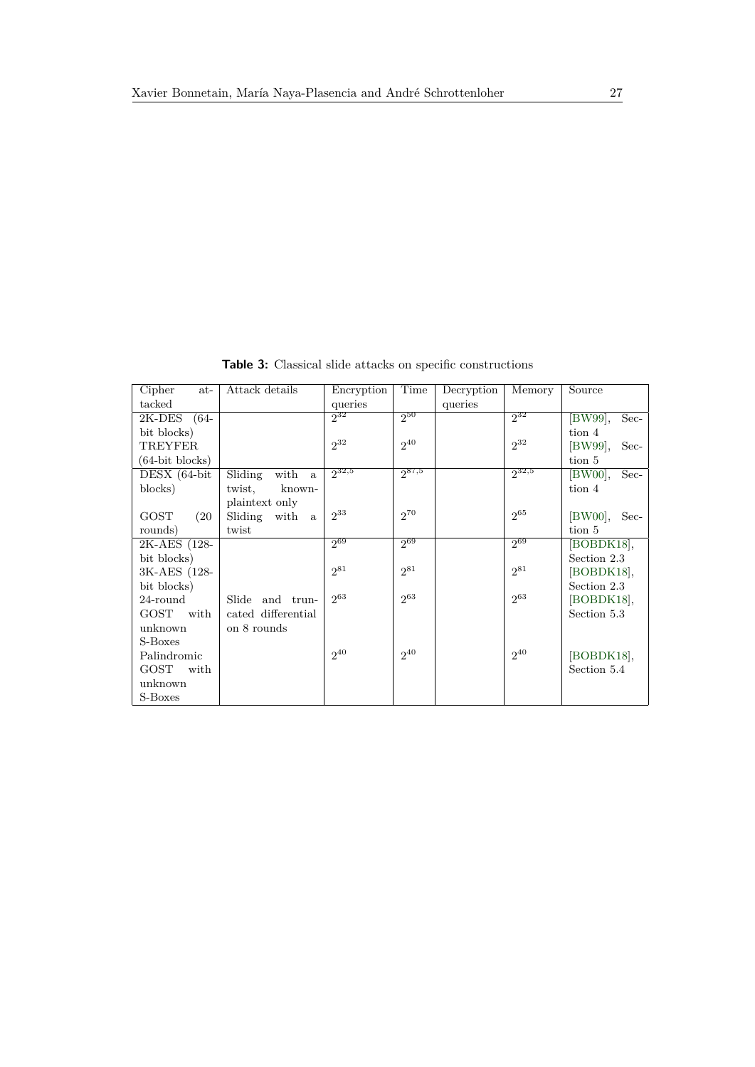**Table 3:** Classical slide attacks on specific constructions

| Cipher attacked | Attack details | Encryption queries | Time | Decryption queries | Memory | Source |
|---|---|---|---|---|---|---|
| 2K-DES (64-bit blocks) | | $2^{32}$ | $2^{50}$ | | $2^{32}$ | [BW99], Section 4 |
| TREYFER (64-bit blocks) | | $2^{32}$ | $2^{40}$ | | $2^{32}$ | [BW99], Section 5 |
| DESX (64-bit blocks) | Sliding with a twist, known-plaintext only | $2^{32,5}$ | $2^{87,5}$ | | $2^{32,5}$ | [BW00], Section 4 |
| GOST (20 rounds) | Sliding with a twist | $2^{33}$ | $2^{70}$ | | $2^{65}$ | [BW00], Section 5 |
| 2K-AES (128-bit blocks) | | $2^{69}$ | $2^{69}$ | | $2^{69}$ | [BOBDK18], Section 2.3 |
| 3K-AES (128-bit blocks) | | $2^{81}$ | $2^{81}$ | | $2^{81}$ | [BOBDK18], Section 2.3 |
| 24-round GOST with unknown S-Boxes | Slide and truncated differential on 8 rounds | $2^{63}$ | $2^{63}$ | | $2^{63}$ | [BOBDK18], Section 5.3 |
| Palindromic GOST with unknown S-Boxes | | $2^{40}$ | $2^{40}$ | | $2^{40}$ | [BOBDK18], Section 5.4 |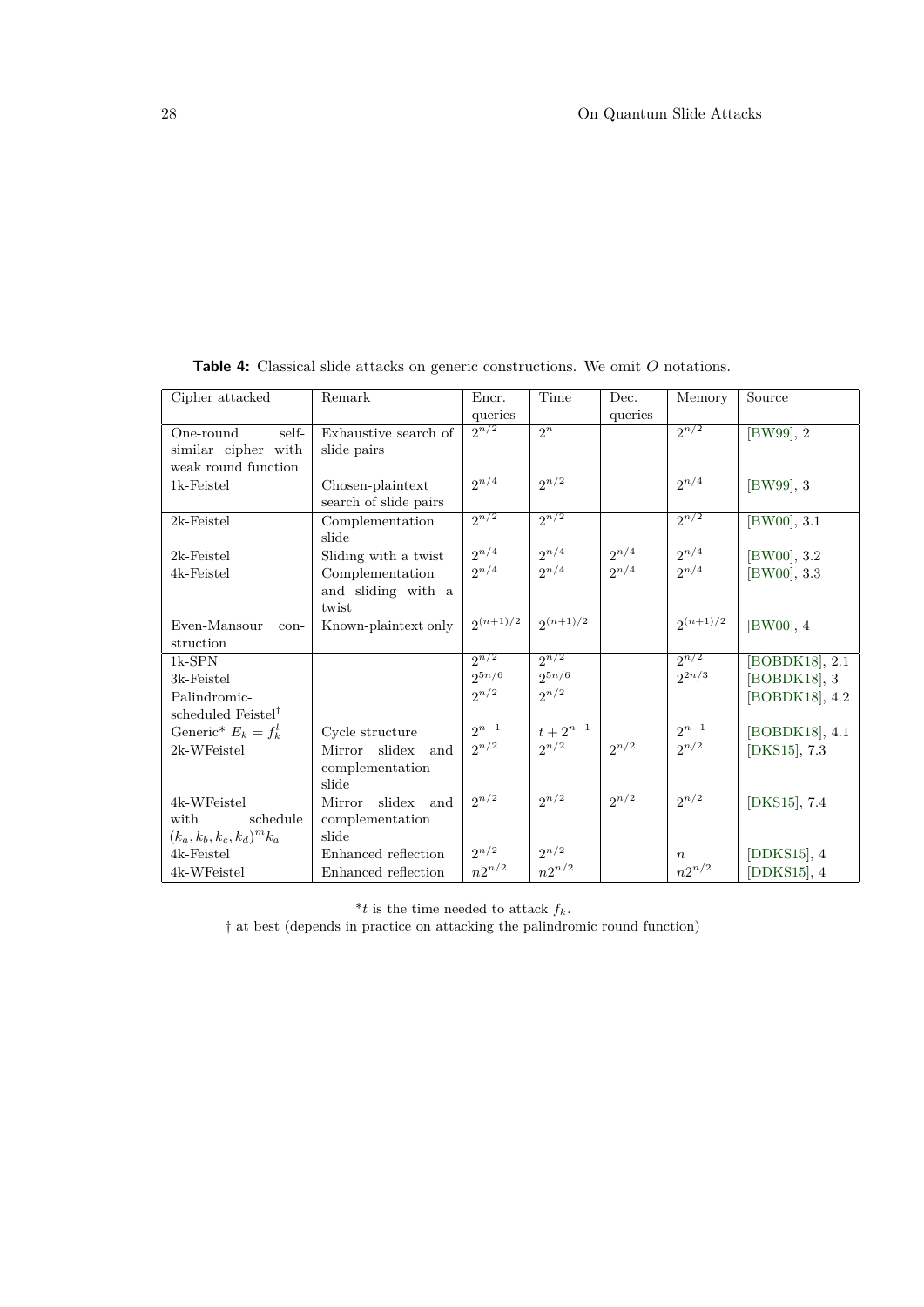**Table 4:** Classical slide attacks on generic constructions. We omit $O$ notations.

| Cipher attacked | Remark | Encr. queries | Time | Dec. queries | Memory | Source |
|---|---|---|---|---|---|---|
| One-round self-similar cipher with weak round function | Exhaustive search of slide pairs | $2^{n/2}$ | $2^n$ | | $2^{n/2}$ | [BW99], 2 |
| 1k-Feistel | Chosen-plaintext search of slide pairs | $2^{n/4}$ | $2^{n/2}$ | | $2^{n/4}$ | [BW99], 3 |
| 2k-Feistel | Complementation slide | $2^{n/2}$ | $2^{n/2}$ | | $2^{n/2}$ | [BW00], 3.1 |
| 2k-Feistel | Sliding with a twist | $2^{n/4}$ | $2^{n/4}$ | $2^{n/4}$ | $2^{n/4}$ | [BW00], 3.2 |
| 4k-Feistel | Complementation and sliding with a twist | $2^{n/4}$ | $2^{n/4}$ | $2^{n/4}$ | $2^{n/4}$ | [BW00], 3.3 |
| Even-Mansour construction | Known-plaintext only | $2^{(n+1)/2}$ | $2^{(n+1)/2}$ | | $2^{(n+1)/2}$ | [BW00], 4 |
| 1k-SPN | | $2^{n/2}$ | $2^{n/2}$ | | $2^{n/2}$ | [BOBDK18], 2.1 |
| 3k-Feistel | | $2^{5n/6}$ | $2^{5n/6}$ | | $2^{2n/3}$ | [BOBDK18], 3 |
| Palindromic-scheduled Feistel† | | $2^{n/2}$ | $2^{n/2}$ | | | [BOBDK18], 4.2 |
| Generic* $E_k = f_k^l$ | Cycle structure | $2^{n-1}$ | $t + 2^{n-1}$ | | $2^{n-1}$ | [BOBDK18], 4.1 |
| 2k-WFeistel | Mirror slidex and complementation slide | $2^{n/2}$ | $2^{n/2}$ | $2^{n/2}$ | $2^{n/2}$ | [DKS15], 7.3 |
| 4k-WFeistel with schedule $(k_a, k_b, k_c, k_d)^m k_a$ | Mirror slidex and complementation slide | $2^{n/2}$ | $2^{n/2}$ | $2^{n/2}$ | $2^{n/2}$ | [DKS15], 7.4 |
| 4k-Feistel | Enhanced reflection | $2^{n/2}$ | $2^{n/2}$ | | $n$ | [DDKS15], 4 |
| 4k-WFeistel | Enhanced reflection | $n2^{n/2}$ | $n2^{n/2}$ | | $n2^{n/2}$ | [DDKS15], 4 |

*$t$ is the time needed to attack $f_k$.

† at best (depends in practice on attacking the palindromic round function)